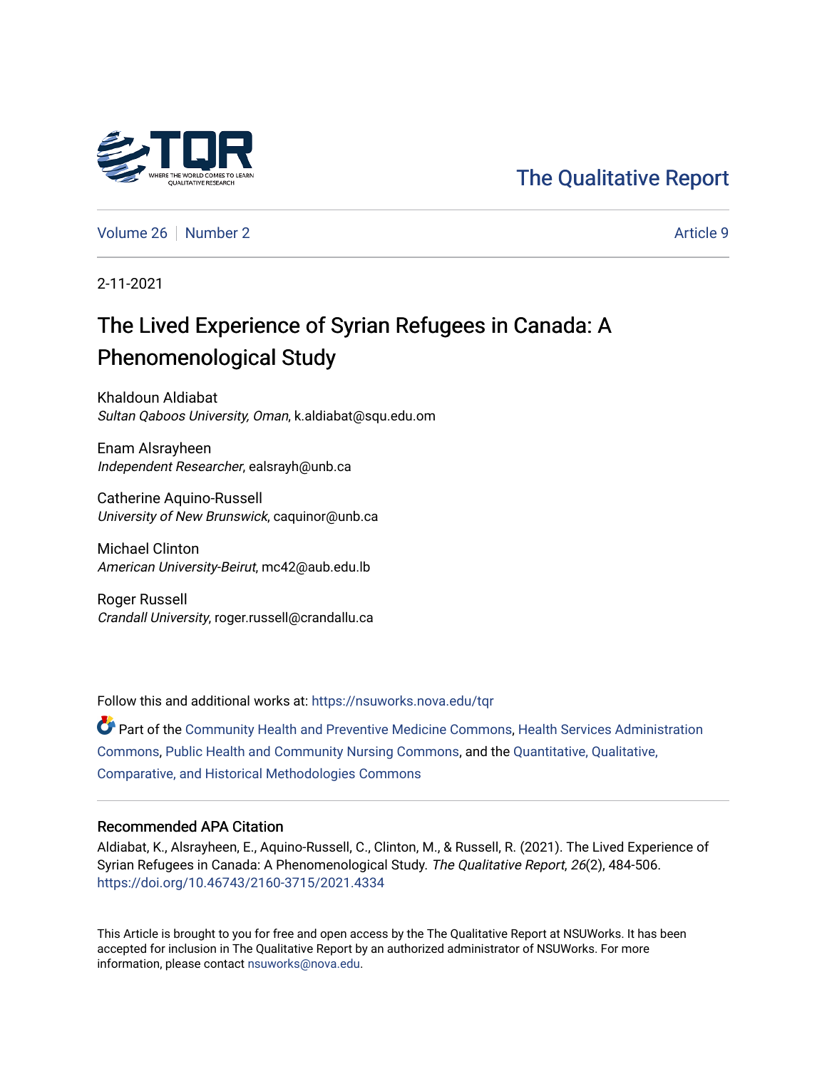The Qualitative Report

Volume 26 | Number 2 Article 9

2-11-2021

# The Lived Experience of Syrian Refugees in Canada: A Phenomenological Study

Khaldoun Aldiabat
*Sultan Qaboos University, Oman*, k.aldiabat@squ.edu.om

Enam Alsrayheen
*Independent Researcher*, ealsrayh@unb.ca

Catherine Aquino-Russell
*University of New Brunswick*, caquinor@unb.ca

Michael Clinton
*American University-Beirut*, mc42@aub.edu.lb

Roger Russell
*Crandall University*, roger.russell@crandallu.ca

Follow this and additional works at: https://nsuworks.nova.edu/tqr

Part of the Community Health and Preventive Medicine Commons, Health Services Administration Commons, Public Health and Community Nursing Commons, and the Quantitative, Qualitative, Comparative, and Historical Methodologies Commons

## Recommended APA Citation

Aldiabat, K., Alsrayheen, E., Aquino-Russell, C., Clinton, M., & Russell, R. (2021). The Lived Experience of Syrian Refugees in Canada: A Phenomenological Study. *The Qualitative Report*, *26*(2), 484-506. https://doi.org/10.46743/2160-3715/2021.4334

This Article is brought to you for free and open access by the The Qualitative Report at NSUWorks. It has been accepted for inclusion in The Qualitative Report by an authorized administrator of NSUWorks. For more information, please contact nsuworks@nova.edu.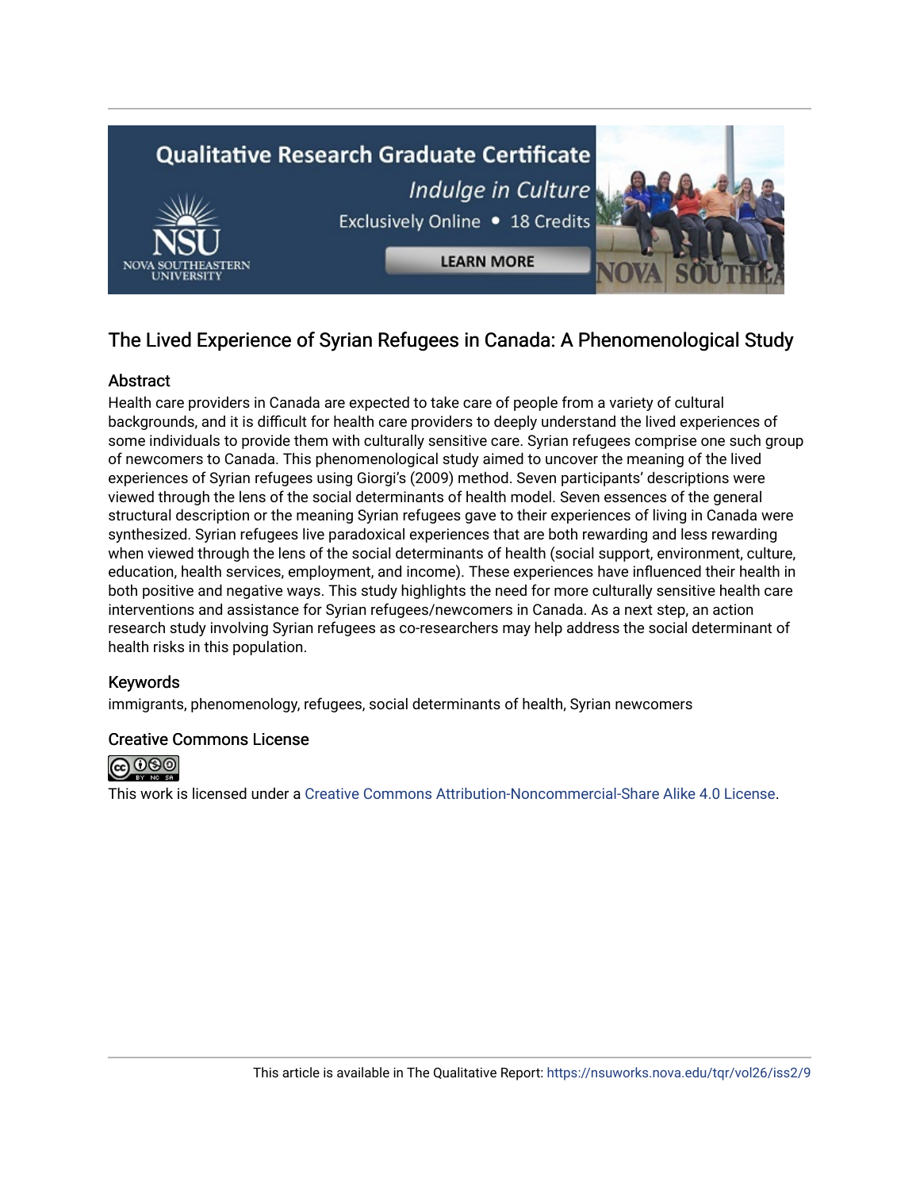# The Lived Experience of Syrian Refugees in Canada: A Phenomenological Study

## Abstract

Health care providers in Canada are expected to take care of people from a variety of cultural backgrounds, and it is difficult for health care providers to deeply understand the lived experiences of some individuals to provide them with culturally sensitive care. Syrian refugees comprise one such group of newcomers to Canada. This phenomenological study aimed to uncover the meaning of the lived experiences of Syrian refugees using Giorgi's (2009) method. Seven participants' descriptions were viewed through the lens of the social determinants of health model. Seven essences of the general structural description or the meaning Syrian refugees gave to their experiences of living in Canada were synthesized. Syrian refugees live paradoxical experiences that are both rewarding and less rewarding when viewed through the lens of the social determinants of health (social support, environment, culture, education, health services, employment, and income). These experiences have influenced their health in both positive and negative ways. This study highlights the need for more culturally sensitive health care interventions and assistance for Syrian refugees/newcomers in Canada. As a next step, an action research study involving Syrian refugees as co-researchers may help address the social determinant of health risks in this population.

## Keywords

immigrants, phenomenology, refugees, social determinants of health, Syrian newcomers

## Creative Commons License

This work is licensed under a Creative Commons Attribution-Noncommercial-Share Alike 4.0 License.

This article is available in The Qualitative Report: https://nsuworks.nova.edu/tqr/vol26/iss2/9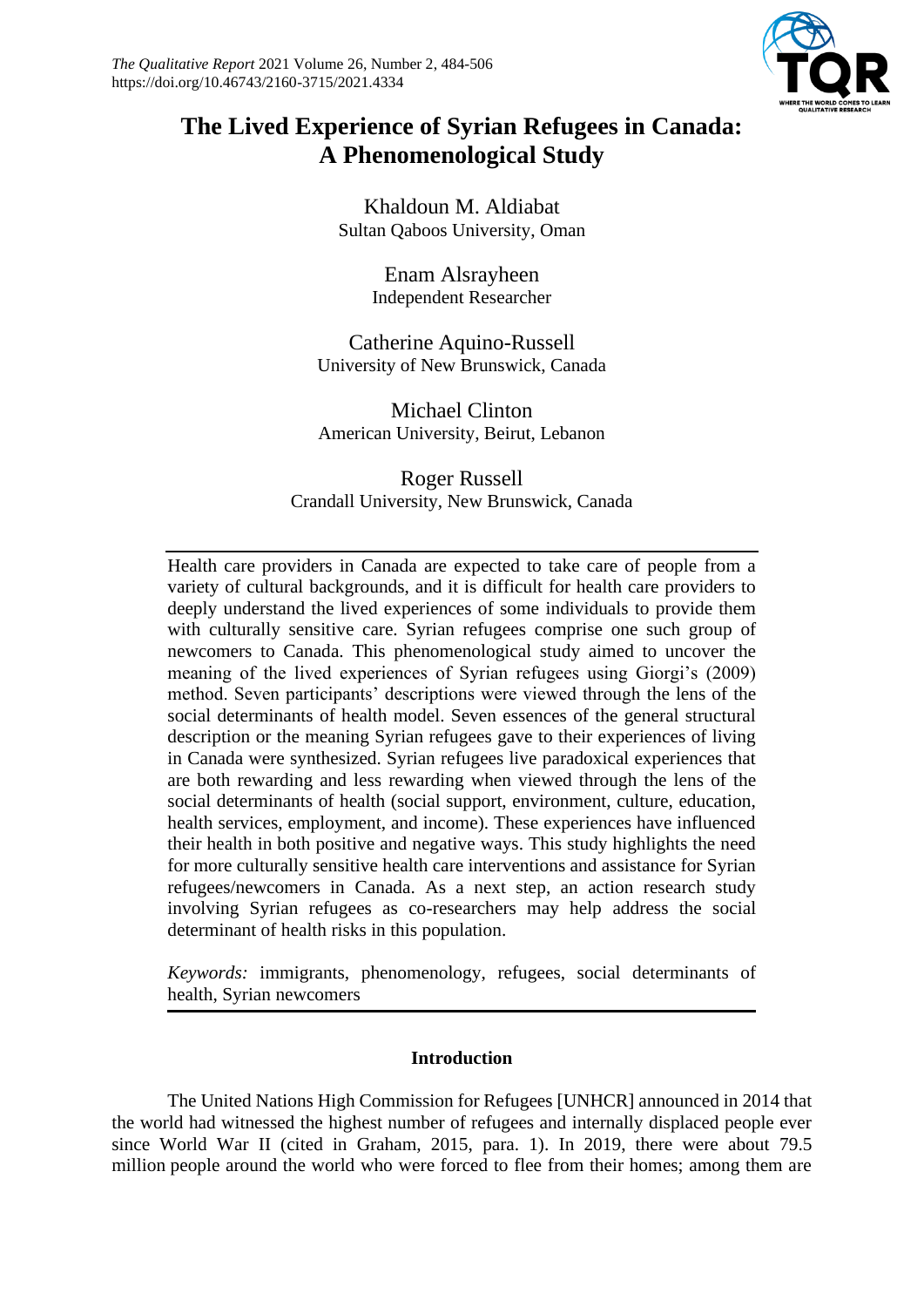# The Lived Experience of Syrian Refugees in Canada: A Phenomenological Study

Khaldoun M. Aldiabat
Sultan Qaboos University, Oman

Enam Alsrayheen
Independent Researcher

Catherine Aquino-Russell
University of New Brunswick, Canada

Michael Clinton
American University, Beirut, Lebanon

Roger Russell
Crandall University, New Brunswick, Canada

Health care providers in Canada are expected to take care of people from a variety of cultural backgrounds, and it is difficult for health care providers to deeply understand the lived experiences of some individuals to provide them with culturally sensitive care. Syrian refugees comprise one such group of newcomers to Canada. This phenomenological study aimed to uncover the meaning of the lived experiences of Syrian refugees using Giorgi's (2009) method. Seven participants' descriptions were viewed through the lens of the social determinants of health model. Seven essences of the general structural description or the meaning Syrian refugees gave to their experiences of living in Canada were synthesized. Syrian refugees live paradoxical experiences that are both rewarding and less rewarding when viewed through the lens of the social determinants of health (social support, environment, culture, education, health services, employment, and income). These experiences have influenced their health in both positive and negative ways. This study highlights the need for more culturally sensitive health care interventions and assistance for Syrian refugees/newcomers in Canada. As a next step, an action research study involving Syrian refugees as co-researchers may help address the social determinant of health risks in this population.

*Keywords:* immigrants, phenomenology, refugees, social determinants of health, Syrian newcomers

## Introduction

The United Nations High Commission for Refugees [UNHCR] announced in 2014 that the world had witnessed the highest number of refugees and internally displaced people ever since World War II (cited in Graham, 2015, para. 1). In 2019, there were about 79.5 million people around the world who were forced to flee from their homes; among them are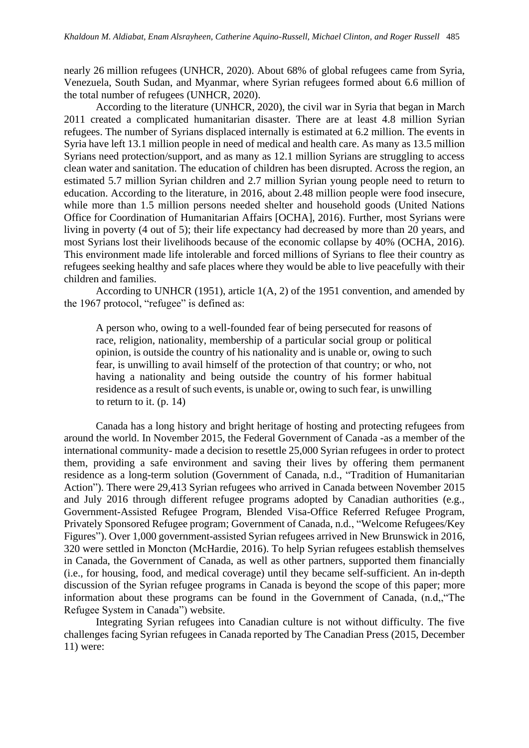nearly 26 million refugees (UNHCR, 2020). About 68% of global refugees came from Syria, Venezuela, South Sudan, and Myanmar, where Syrian refugees formed about 6.6 million of the total number of refugees (UNHCR, 2020).

According to the literature (UNHCR, 2020), the civil war in Syria that began in March 2011 created a complicated humanitarian disaster. There are at least 4.8 million Syrian refugees. The number of Syrians displaced internally is estimated at 6.2 million. The events in Syria have left 13.1 million people in need of medical and health care. As many as 13.5 million Syrians need protection/support, and as many as 12.1 million Syrians are struggling to access clean water and sanitation. The education of children has been disrupted. Across the region, an estimated 5.7 million Syrian children and 2.7 million Syrian young people need to return to education. According to the literature, in 2016, about 2.48 million people were food insecure, while more than 1.5 million persons needed shelter and household goods (United Nations Office for Coordination of Humanitarian Affairs [OCHA], 2016). Further, most Syrians were living in poverty (4 out of 5); their life expectancy had decreased by more than 20 years, and most Syrians lost their livelihoods because of the economic collapse by 40% (OCHA, 2016). This environment made life intolerable and forced millions of Syrians to flee their country as refugees seeking healthy and safe places where they would be able to live peacefully with their children and families.

According to UNHCR (1951), article 1(A, 2) of the 1951 convention, and amended by the 1967 protocol, "refugee" is defined as:

> A person who, owing to a well-founded fear of being persecuted for reasons of race, religion, nationality, membership of a particular social group or political opinion, is outside the country of his nationality and is unable or, owing to such fear, is unwilling to avail himself of the protection of that country; or who, not having a nationality and being outside the country of his former habitual residence as a result of such events, is unable or, owing to such fear, is unwilling to return to it. (p. 14)

Canada has a long history and bright heritage of hosting and protecting refugees from around the world. In November 2015, the Federal Government of Canada -as a member of the international community- made a decision to resettle 25,000 Syrian refugees in order to protect them, providing a safe environment and saving their lives by offering them permanent residence as a long-term solution (Government of Canada, n.d., "Tradition of Humanitarian Action"). There were 29,413 Syrian refugees who arrived in Canada between November 2015 and July 2016 through different refugee programs adopted by Canadian authorities (e.g., Government-Assisted Refugee Program, Blended Visa-Office Referred Refugee Program, Privately Sponsored Refugee program; Government of Canada, n.d., "Welcome Refugees/Key Figures"). Over 1,000 government-assisted Syrian refugees arrived in New Brunswick in 2016, 320 were settled in Moncton (McHardie, 2016). To help Syrian refugees establish themselves in Canada, the Government of Canada, as well as other partners, supported them financially (i.e., for housing, food, and medical coverage) until they became self-sufficient. An in-depth discussion of the Syrian refugee programs in Canada is beyond the scope of this paper; more information about these programs can be found in the Government of Canada, (n.d,,"The Refugee System in Canada") website.

Integrating Syrian refugees into Canadian culture is not without difficulty. The five challenges facing Syrian refugees in Canada reported by The Canadian Press (2015, December 11) were: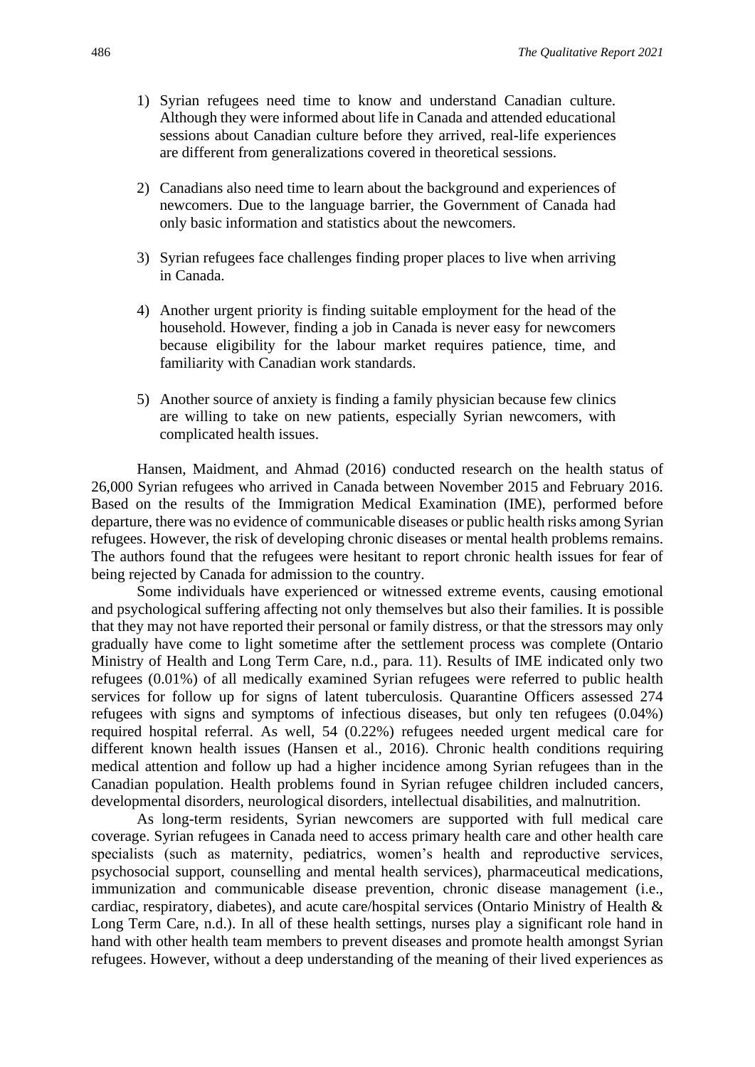1) Syrian refugees need time to know and understand Canadian culture. Although they were informed about life in Canada and attended educational sessions about Canadian culture before they arrived, real-life experiences are different from generalizations covered in theoretical sessions.

2) Canadians also need time to learn about the background and experiences of newcomers. Due to the language barrier, the Government of Canada had only basic information and statistics about the newcomers.

3) Syrian refugees face challenges finding proper places to live when arriving in Canada.

4) Another urgent priority is finding suitable employment for the head of the household. However, finding a job in Canada is never easy for newcomers because eligibility for the labour market requires patience, time, and familiarity with Canadian work standards.

5) Another source of anxiety is finding a family physician because few clinics are willing to take on new patients, especially Syrian newcomers, with complicated health issues.

Hansen, Maidment, and Ahmad (2016) conducted research on the health status of 26,000 Syrian refugees who arrived in Canada between November 2015 and February 2016. Based on the results of the Immigration Medical Examination (IME), performed before departure, there was no evidence of communicable diseases or public health risks among Syrian refugees. However, the risk of developing chronic diseases or mental health problems remains. The authors found that the refugees were hesitant to report chronic health issues for fear of being rejected by Canada for admission to the country.

Some individuals have experienced or witnessed extreme events, causing emotional and psychological suffering affecting not only themselves but also their families. It is possible that they may not have reported their personal or family distress, or that the stressors may only gradually have come to light sometime after the settlement process was complete (Ontario Ministry of Health and Long Term Care, n.d., para. 11). Results of IME indicated only two refugees (0.01%) of all medically examined Syrian refugees were referred to public health services for follow up for signs of latent tuberculosis. Quarantine Officers assessed 274 refugees with signs and symptoms of infectious diseases, but only ten refugees (0.04%) required hospital referral. As well, 54 (0.22%) refugees needed urgent medical care for different known health issues (Hansen et al., 2016). Chronic health conditions requiring medical attention and follow up had a higher incidence among Syrian refugees than in the Canadian population. Health problems found in Syrian refugee children included cancers, developmental disorders, neurological disorders, intellectual disabilities, and malnutrition.

As long-term residents, Syrian newcomers are supported with full medical care coverage. Syrian refugees in Canada need to access primary health care and other health care specialists (such as maternity, pediatrics, women's health and reproductive services, psychosocial support, counselling and mental health services), pharmaceutical medications, immunization and communicable disease prevention, chronic disease management (i.e., cardiac, respiratory, diabetes), and acute care/hospital services (Ontario Ministry of Health & Long Term Care, n.d.). In all of these health settings, nurses play a significant role hand in hand with other health team members to prevent diseases and promote health amongst Syrian refugees. However, without a deep understanding of the meaning of their lived experiences as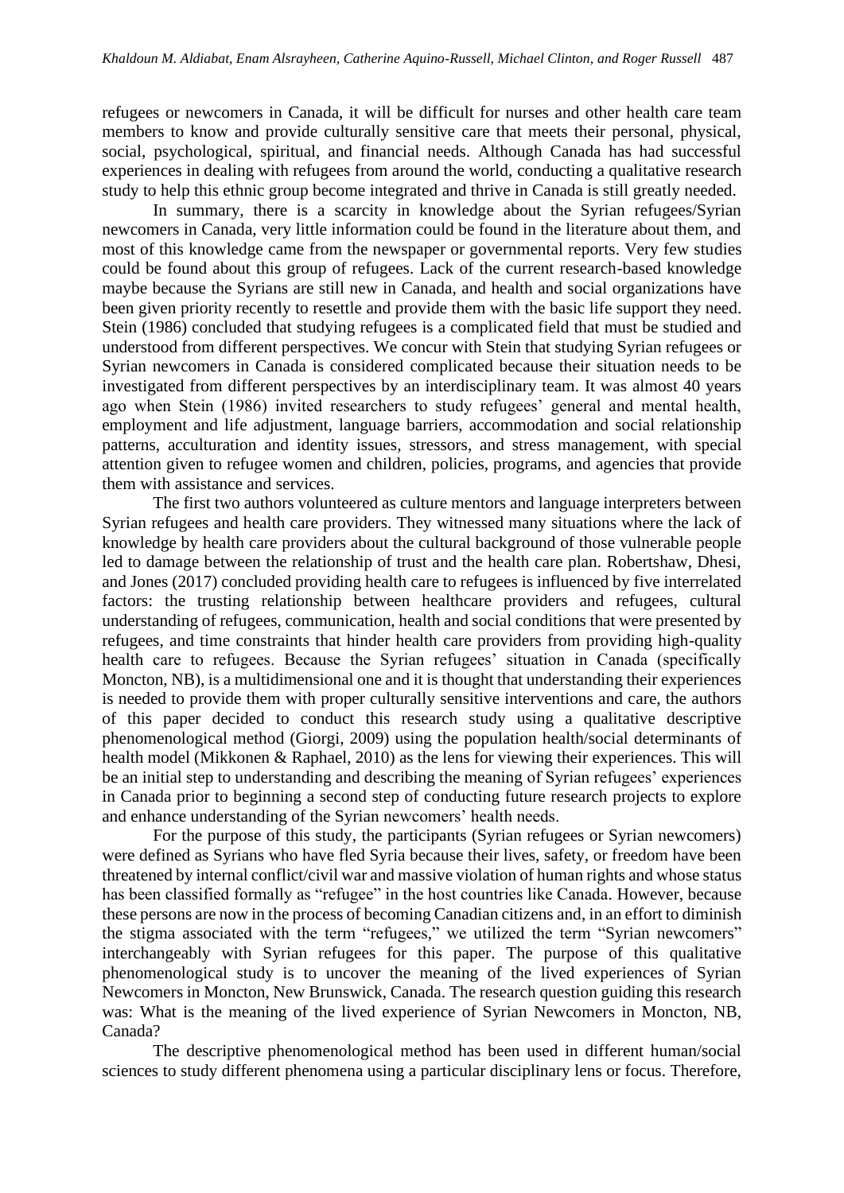refugees or newcomers in Canada, it will be difficult for nurses and other health care team members to know and provide culturally sensitive care that meets their personal, physical, social, psychological, spiritual, and financial needs. Although Canada has had successful experiences in dealing with refugees from around the world, conducting a qualitative research study to help this ethnic group become integrated and thrive in Canada is still greatly needed.

In summary, there is a scarcity in knowledge about the Syrian refugees/Syrian newcomers in Canada, very little information could be found in the literature about them, and most of this knowledge came from the newspaper or governmental reports. Very few studies could be found about this group of refugees. Lack of the current research-based knowledge maybe because the Syrians are still new in Canada, and health and social organizations have been given priority recently to resettle and provide them with the basic life support they need. Stein (1986) concluded that studying refugees is a complicated field that must be studied and understood from different perspectives. We concur with Stein that studying Syrian refugees or Syrian newcomers in Canada is considered complicated because their situation needs to be investigated from different perspectives by an interdisciplinary team. It was almost 40 years ago when Stein (1986) invited researchers to study refugees' general and mental health, employment and life adjustment, language barriers, accommodation and social relationship patterns, acculturation and identity issues, stressors, and stress management, with special attention given to refugee women and children, policies, programs, and agencies that provide them with assistance and services.

The first two authors volunteered as culture mentors and language interpreters between Syrian refugees and health care providers. They witnessed many situations where the lack of knowledge by health care providers about the cultural background of those vulnerable people led to damage between the relationship of trust and the health care plan. Robertshaw, Dhesi, and Jones (2017) concluded providing health care to refugees is influenced by five interrelated factors: the trusting relationship between healthcare providers and refugees, cultural understanding of refugees, communication, health and social conditions that were presented by refugees, and time constraints that hinder health care providers from providing high-quality health care to refugees. Because the Syrian refugees' situation in Canada (specifically Moncton, NB), is a multidimensional one and it is thought that understanding their experiences is needed to provide them with proper culturally sensitive interventions and care, the authors of this paper decided to conduct this research study using a qualitative descriptive phenomenological method (Giorgi, 2009) using the population health/social determinants of health model (Mikkonen & Raphael, 2010) as the lens for viewing their experiences. This will be an initial step to understanding and describing the meaning of Syrian refugees' experiences in Canada prior to beginning a second step of conducting future research projects to explore and enhance understanding of the Syrian newcomers' health needs.

For the purpose of this study, the participants (Syrian refugees or Syrian newcomers) were defined as Syrians who have fled Syria because their lives, safety, or freedom have been threatened by internal conflict/civil war and massive violation of human rights and whose status has been classified formally as "refugee" in the host countries like Canada. However, because these persons are now in the process of becoming Canadian citizens and, in an effort to diminish the stigma associated with the term "refugees," we utilized the term "Syrian newcomers" interchangeably with Syrian refugees for this paper. The purpose of this qualitative phenomenological study is to uncover the meaning of the lived experiences of Syrian Newcomers in Moncton, New Brunswick, Canada. The research question guiding this research was: What is the meaning of the lived experience of Syrian Newcomers in Moncton, NB, Canada?

The descriptive phenomenological method has been used in different human/social sciences to study different phenomena using a particular disciplinary lens or focus. Therefore,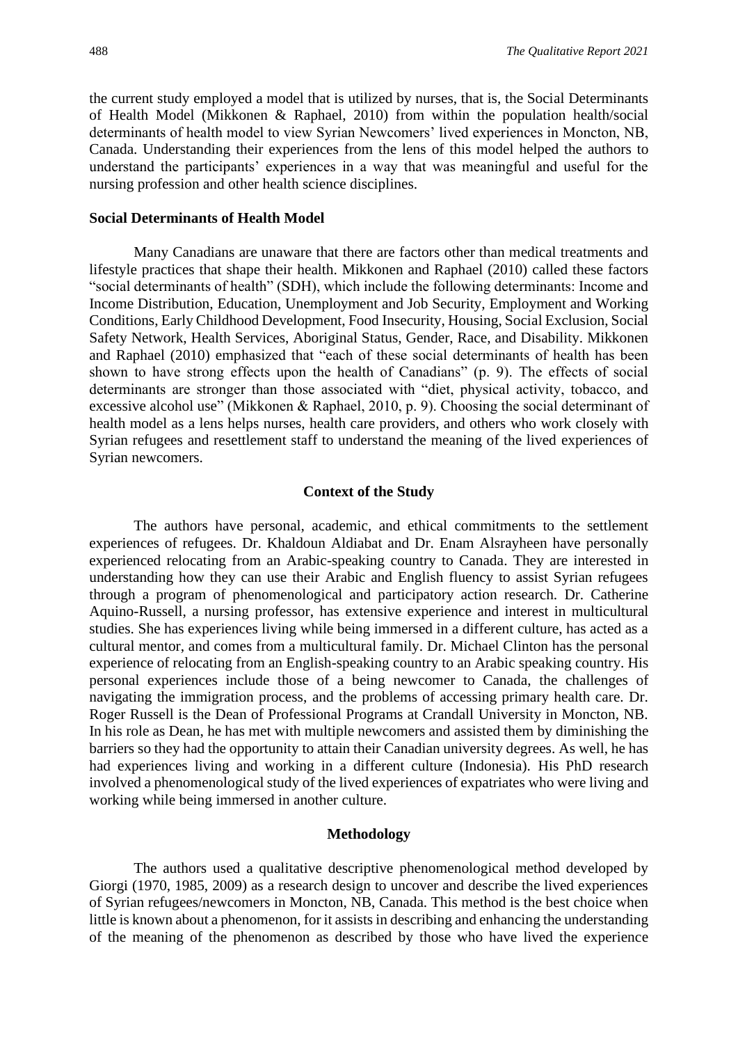the current study employed a model that is utilized by nurses, that is, the Social Determinants of Health Model (Mikkonen & Raphael, 2010) from within the population health/social determinants of health model to view Syrian Newcomers' lived experiences in Moncton, NB, Canada. Understanding their experiences from the lens of this model helped the authors to understand the participants' experiences in a way that was meaningful and useful for the nursing profession and other health science disciplines.

### Social Determinants of Health Model

Many Canadians are unaware that there are factors other than medical treatments and lifestyle practices that shape their health. Mikkonen and Raphael (2010) called these factors "social determinants of health" (SDH), which include the following determinants: Income and Income Distribution, Education, Unemployment and Job Security, Employment and Working Conditions, Early Childhood Development, Food Insecurity, Housing, Social Exclusion, Social Safety Network, Health Services, Aboriginal Status, Gender, Race, and Disability. Mikkonen and Raphael (2010) emphasized that "each of these social determinants of health has been shown to have strong effects upon the health of Canadians" (p. 9). The effects of social determinants are stronger than those associated with "diet, physical activity, tobacco, and excessive alcohol use" (Mikkonen & Raphael, 2010, p. 9). Choosing the social determinant of health model as a lens helps nurses, health care providers, and others who work closely with Syrian refugees and resettlement staff to understand the meaning of the lived experiences of Syrian newcomers.

## Context of the Study

The authors have personal, academic, and ethical commitments to the settlement experiences of refugees. Dr. Khaldoun Aldiabat and Dr. Enam Alsrayheen have personally experienced relocating from an Arabic-speaking country to Canada. They are interested in understanding how they can use their Arabic and English fluency to assist Syrian refugees through a program of phenomenological and participatory action research. Dr. Catherine Aquino-Russell, a nursing professor, has extensive experience and interest in multicultural studies. She has experiences living while being immersed in a different culture, has acted as a cultural mentor, and comes from a multicultural family. Dr. Michael Clinton has the personal experience of relocating from an English-speaking country to an Arabic speaking country. His personal experiences include those of a being newcomer to Canada, the challenges of navigating the immigration process, and the problems of accessing primary health care. Dr. Roger Russell is the Dean of Professional Programs at Crandall University in Moncton, NB. In his role as Dean, he has met with multiple newcomers and assisted them by diminishing the barriers so they had the opportunity to attain their Canadian university degrees. As well, he has had experiences living and working in a different culture (Indonesia). His PhD research involved a phenomenological study of the lived experiences of expatriates who were living and working while being immersed in another culture.

## Methodology

The authors used a qualitative descriptive phenomenological method developed by Giorgi (1970, 1985, 2009) as a research design to uncover and describe the lived experiences of Syrian refugees/newcomers in Moncton, NB, Canada. This method is the best choice when little is known about a phenomenon, for it assists in describing and enhancing the understanding of the meaning of the phenomenon as described by those who have lived the experience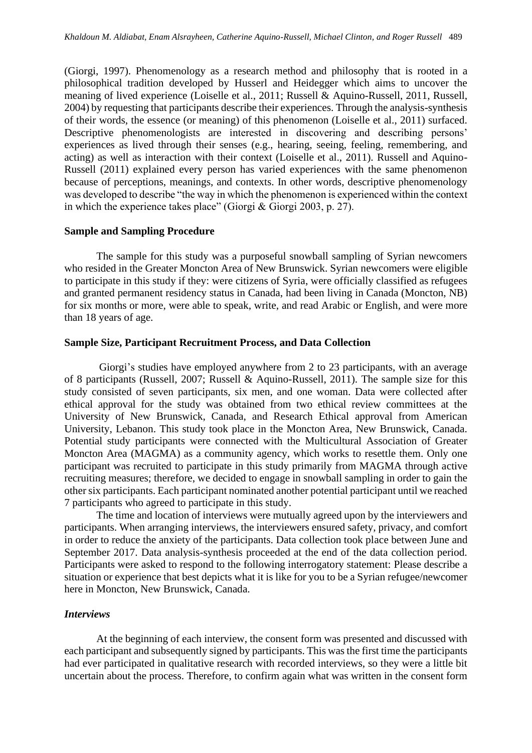(Giorgi, 1997). Phenomenology as a research method and philosophy that is rooted in a philosophical tradition developed by Husserl and Heidegger which aims to uncover the meaning of lived experience (Loiselle et al., 2011; Russell & Aquino-Russell, 2011, Russell, 2004) by requesting that participants describe their experiences. Through the analysis-synthesis of their words, the essence (or meaning) of this phenomenon (Loiselle et al., 2011) surfaced. Descriptive phenomenologists are interested in discovering and describing persons' experiences as lived through their senses (e.g., hearing, seeing, feeling, remembering, and acting) as well as interaction with their context (Loiselle et al., 2011). Russell and Aquino-Russell (2011) explained every person has varied experiences with the same phenomenon because of perceptions, meanings, and contexts. In other words, descriptive phenomenology was developed to describe "the way in which the phenomenon is experienced within the context in which the experience takes place" (Giorgi & Giorgi 2003, p. 27).

**Sample and Sampling Procedure**

The sample for this study was a purposeful snowball sampling of Syrian newcomers who resided in the Greater Moncton Area of New Brunswick. Syrian newcomers were eligible to participate in this study if they: were citizens of Syria, were officially classified as refugees and granted permanent residency status in Canada, had been living in Canada (Moncton, NB) for six months or more, were able to speak, write, and read Arabic or English, and were more than 18 years of age.

**Sample Size, Participant Recruitment Process, and Data Collection**

Giorgi's studies have employed anywhere from 2 to 23 participants, with an average of 8 participants (Russell, 2007; Russell & Aquino-Russell, 2011). The sample size for this study consisted of seven participants, six men, and one woman. Data were collected after ethical approval for the study was obtained from two ethical review committees at the University of New Brunswick, Canada, and Research Ethical approval from American University, Lebanon. This study took place in the Moncton Area, New Brunswick, Canada. Potential study participants were connected with the Multicultural Association of Greater Moncton Area (MAGMA) as a community agency, which works to resettle them. Only one participant was recruited to participate in this study primarily from MAGMA through active recruiting measures; therefore, we decided to engage in snowball sampling in order to gain the other six participants. Each participant nominated another potential participant until we reached 7 participants who agreed to participate in this study.

The time and location of interviews were mutually agreed upon by the interviewers and participants. When arranging interviews, the interviewers ensured safety, privacy, and comfort in order to reduce the anxiety of the participants. Data collection took place between June and September 2017. Data analysis-synthesis proceeded at the end of the data collection period. Participants were asked to respond to the following interrogatory statement: Please describe a situation or experience that best depicts what it is like for you to be a Syrian refugee/newcomer here in Moncton, New Brunswick, Canada.

***Interviews***

At the beginning of each interview, the consent form was presented and discussed with each participant and subsequently signed by participants. This was the first time the participants had ever participated in qualitative research with recorded interviews, so they were a little bit uncertain about the process. Therefore, to confirm again what was written in the consent form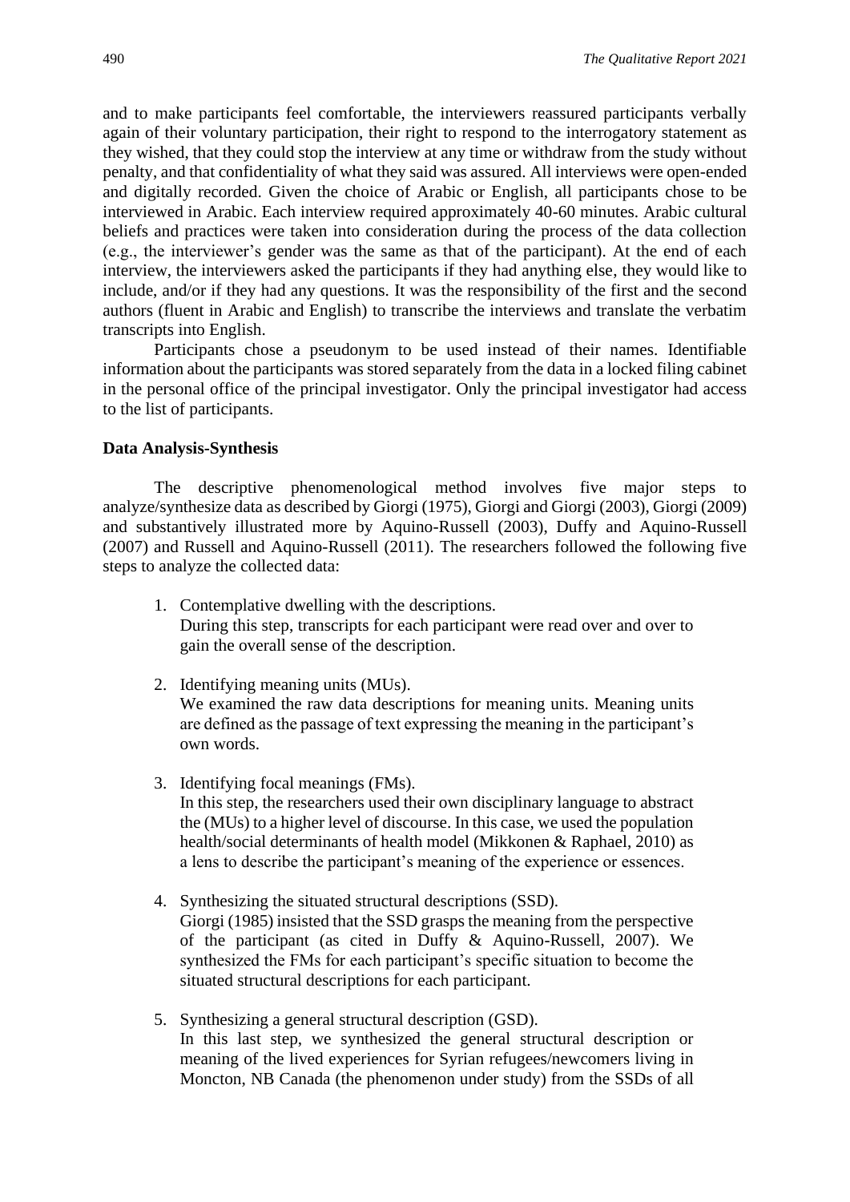and to make participants feel comfortable, the interviewers reassured participants verbally again of their voluntary participation, their right to respond to the interrogatory statement as they wished, that they could stop the interview at any time or withdraw from the study without penalty, and that confidentiality of what they said was assured. All interviews were open-ended and digitally recorded. Given the choice of Arabic or English, all participants chose to be interviewed in Arabic. Each interview required approximately 40-60 minutes. Arabic cultural beliefs and practices were taken into consideration during the process of the data collection (e.g., the interviewer's gender was the same as that of the participant). At the end of each interview, the interviewers asked the participants if they had anything else, they would like to include, and/or if they had any questions. It was the responsibility of the first and the second authors (fluent in Arabic and English) to transcribe the interviews and translate the verbatim transcripts into English.

Participants chose a pseudonym to be used instead of their names. Identifiable information about the participants was stored separately from the data in a locked filing cabinet in the personal office of the principal investigator. Only the principal investigator had access to the list of participants.

### Data Analysis-Synthesis

The descriptive phenomenological method involves five major steps to analyze/synthesize data as described by Giorgi (1975), Giorgi and Giorgi (2003), Giorgi (2009) and substantively illustrated more by Aquino-Russell (2003), Duffy and Aquino-Russell (2007) and Russell and Aquino-Russell (2011). The researchers followed the following five steps to analyze the collected data:

1. Contemplative dwelling with the descriptions.
   During this step, transcripts for each participant were read over and over to gain the overall sense of the description.

2. Identifying meaning units (MUs).
   We examined the raw data descriptions for meaning units. Meaning units are defined as the passage of text expressing the meaning in the participant's own words.

3. Identifying focal meanings (FMs).
   In this step, the researchers used their own disciplinary language to abstract the (MUs) to a higher level of discourse. In this case, we used the population health/social determinants of health model (Mikkonen & Raphael, 2010) as a lens to describe the participant's meaning of the experience or essences.

4. Synthesizing the situated structural descriptions (SSD).
   Giorgi (1985) insisted that the SSD grasps the meaning from the perspective of the participant (as cited in Duffy & Aquino-Russell, 2007). We synthesized the FMs for each participant's specific situation to become the situated structural descriptions for each participant.

5. Synthesizing a general structural description (GSD).
   In this last step, we synthesized the general structural description or meaning of the lived experiences for Syrian refugees/newcomers living in Moncton, NB Canada (the phenomenon under study) from the SSDs of all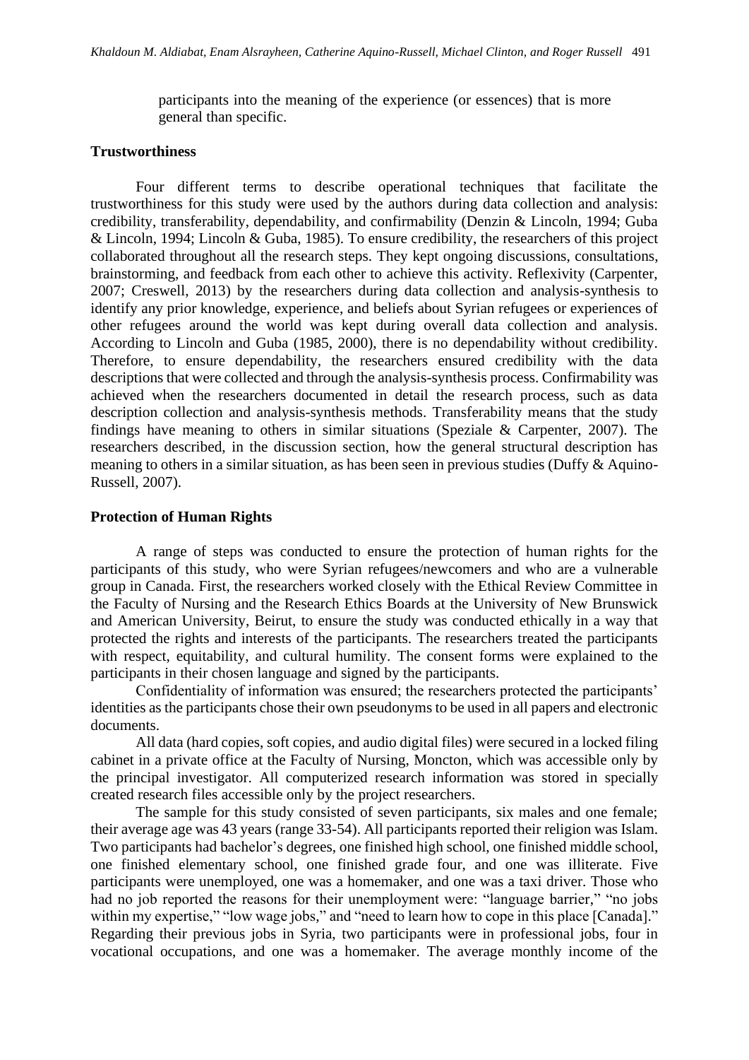participants into the meaning of the experience (or essences) that is more general than specific.

**Trustworthiness**

Four different terms to describe operational techniques that facilitate the trustworthiness for this study were used by the authors during data collection and analysis: credibility, transferability, dependability, and confirmability (Denzin & Lincoln, 1994; Guba & Lincoln, 1994; Lincoln & Guba, 1985). To ensure credibility, the researchers of this project collaborated throughout all the research steps. They kept ongoing discussions, consultations, brainstorming, and feedback from each other to achieve this activity. Reflexivity (Carpenter, 2007; Creswell, 2013) by the researchers during data collection and analysis-synthesis to identify any prior knowledge, experience, and beliefs about Syrian refugees or experiences of other refugees around the world was kept during overall data collection and analysis. According to Lincoln and Guba (1985, 2000), there is no dependability without credibility. Therefore, to ensure dependability, the researchers ensured credibility with the data descriptions that were collected and through the analysis-synthesis process. Confirmability was achieved when the researchers documented in detail the research process, such as data description collection and analysis-synthesis methods. Transferability means that the study findings have meaning to others in similar situations (Speziale & Carpenter, 2007). The researchers described, in the discussion section, how the general structural description has meaning to others in a similar situation, as has been seen in previous studies (Duffy & Aquino-Russell, 2007).

**Protection of Human Rights**

A range of steps was conducted to ensure the protection of human rights for the participants of this study, who were Syrian refugees/newcomers and who are a vulnerable group in Canada. First, the researchers worked closely with the Ethical Review Committee in the Faculty of Nursing and the Research Ethics Boards at the University of New Brunswick and American University, Beirut, to ensure the study was conducted ethically in a way that protected the rights and interests of the participants. The researchers treated the participants with respect, equitability, and cultural humility. The consent forms were explained to the participants in their chosen language and signed by the participants.

Confidentiality of information was ensured; the researchers protected the participants' identities as the participants chose their own pseudonyms to be used in all papers and electronic documents.

All data (hard copies, soft copies, and audio digital files) were secured in a locked filing cabinet in a private office at the Faculty of Nursing, Moncton, which was accessible only by the principal investigator. All computerized research information was stored in specially created research files accessible only by the project researchers.

The sample for this study consisted of seven participants, six males and one female; their average age was 43 years (range 33-54). All participants reported their religion was Islam. Two participants had bachelor's degrees, one finished high school, one finished middle school, one finished elementary school, one finished grade four, and one was illiterate. Five participants were unemployed, one was a homemaker, and one was a taxi driver. Those who had no job reported the reasons for their unemployment were: "language barrier," "no jobs within my expertise," "low wage jobs," and "need to learn how to cope in this place [Canada]." Regarding their previous jobs in Syria, two participants were in professional jobs, four in vocational occupations, and one was a homemaker. The average monthly income of the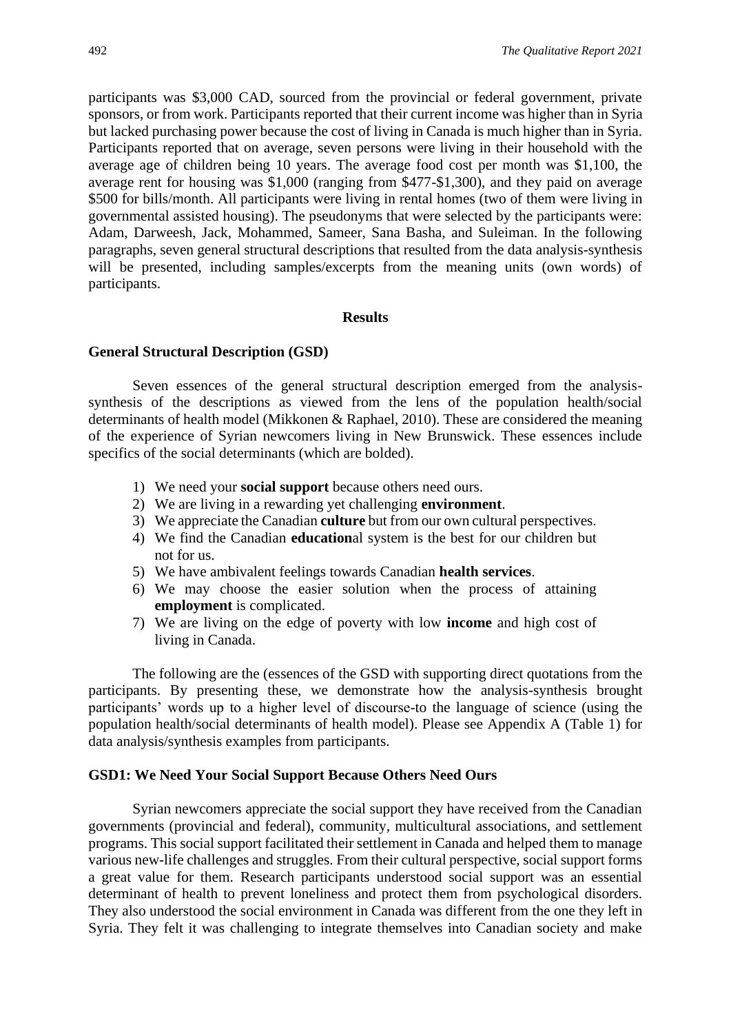participants was $3,000 CAD, sourced from the provincial or federal government, private sponsors, or from work. Participants reported that their current income was higher than in Syria but lacked purchasing power because the cost of living in Canada is much higher than in Syria. Participants reported that on average, seven persons were living in their household with the average age of children being 10 years. The average food cost per month was $1,100, the average rent for housing was $1,000 (ranging from $477-$1,300), and they paid on average $500 for bills/month. All participants were living in rental homes (two of them were living in governmental assisted housing). The pseudonyms that were selected by the participants were: Adam, Darweesh, Jack, Mohammed, Sameer, Sana Basha, and Suleiman. In the following paragraphs, seven general structural descriptions that resulted from the data analysis-synthesis will be presented, including samples/excerpts from the meaning units (own words) of participants.

## Results

### General Structural Description (GSD)

Seven essences of the general structural description emerged from the analysis-synthesis of the descriptions as viewed from the lens of the population health/social determinants of health model (Mikkonen & Raphael, 2010). These are considered the meaning of the experience of Syrian newcomers living in New Brunswick. These essences include specifics of the social determinants (which are bolded).

1) We need your **social support** because others need ours.
2) We are living in a rewarding yet challenging **environment**.
3) We appreciate the Canadian **culture** but from our own cultural perspectives.
4) We find the Canadian **education**al system is the best for our children but not for us.
5) We have ambivalent feelings towards Canadian **health services**.
6) We may choose the easier solution when the process of attaining **employment** is complicated.
7) We are living on the edge of poverty with low **income** and high cost of living in Canada.

The following are the (essences of the GSD with supporting direct quotations from the participants. By presenting these, we demonstrate how the analysis-synthesis brought participants' words up to a higher level of discourse-to the language of science (using the population health/social determinants of health model). Please see Appendix A (Table 1) for data analysis/synthesis examples from participants.

### GSD1: We Need Your Social Support Because Others Need Ours

Syrian newcomers appreciate the social support they have received from the Canadian governments (provincial and federal), community, multicultural associations, and settlement programs. This social support facilitated their settlement in Canada and helped them to manage various new-life challenges and struggles. From their cultural perspective, social support forms a great value for them. Research participants understood social support was an essential determinant of health to prevent loneliness and protect them from psychological disorders. They also understood the social environment in Canada was different from the one they left in Syria. They felt it was challenging to integrate themselves into Canadian society and make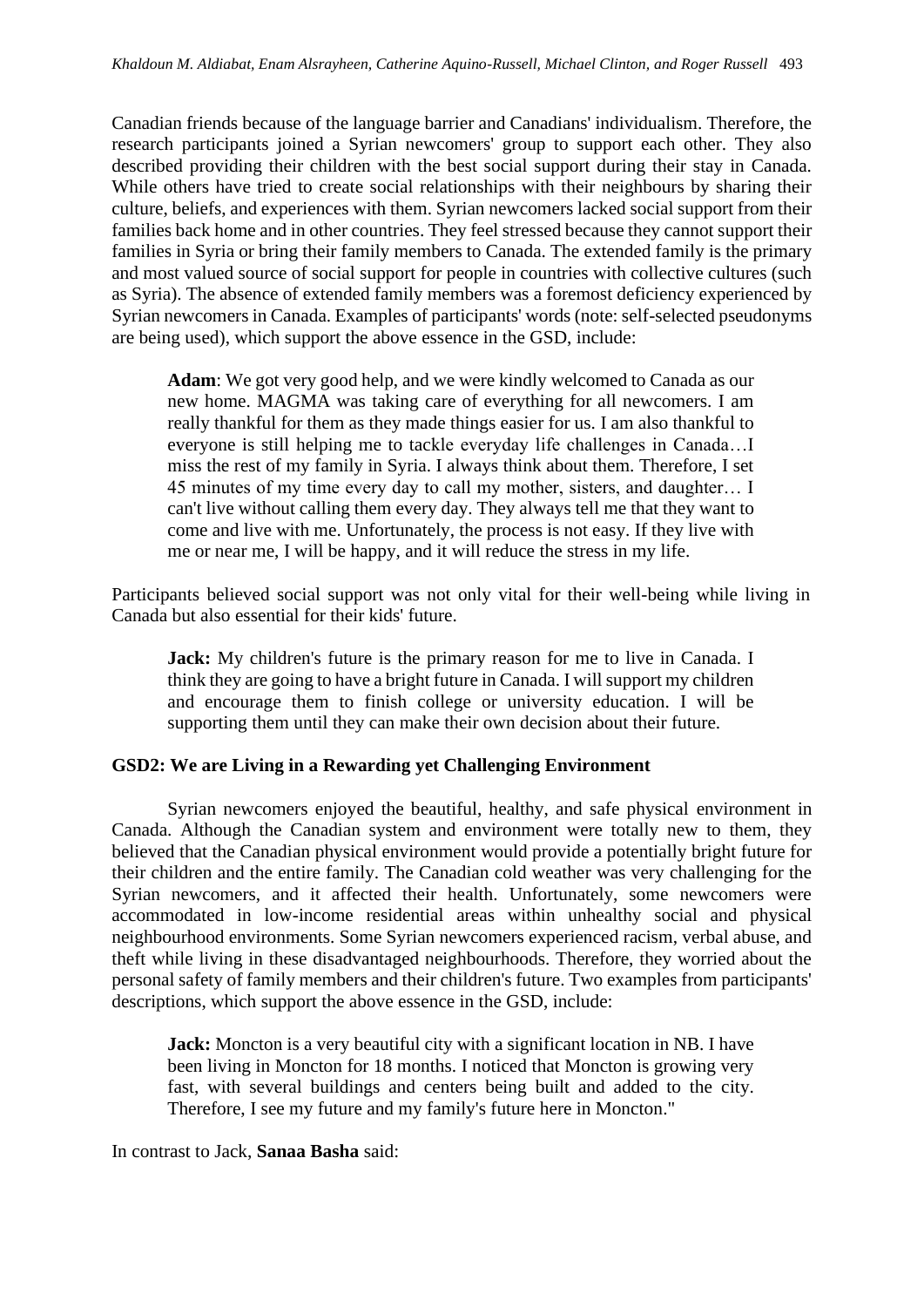Canadian friends because of the language barrier and Canadians' individualism. Therefore, the research participants joined a Syrian newcomers' group to support each other. They also described providing their children with the best social support during their stay in Canada. While others have tried to create social relationships with their neighbours by sharing their culture, beliefs, and experiences with them. Syrian newcomers lacked social support from their families back home and in other countries. They feel stressed because they cannot support their families in Syria or bring their family members to Canada. The extended family is the primary and most valued source of social support for people in countries with collective cultures (such as Syria). The absence of extended family members was a foremost deficiency experienced by Syrian newcomers in Canada. Examples of participants' words (note: self-selected pseudonyms are being used), which support the above essence in the GSD, include:

> **Adam**: We got very good help, and we were kindly welcomed to Canada as our new home. MAGMA was taking care of everything for all newcomers. I am really thankful for them as they made things easier for us. I am also thankful to everyone is still helping me to tackle everyday life challenges in Canada…I miss the rest of my family in Syria. I always think about them. Therefore, I set 45 minutes of my time every day to call my mother, sisters, and daughter… I can't live without calling them every day. They always tell me that they want to come and live with me. Unfortunately, the process is not easy. If they live with me or near me, I will be happy, and it will reduce the stress in my life.

Participants believed social support was not only vital for their well-being while living in Canada but also essential for their kids' future.

> **Jack:** My children's future is the primary reason for me to live in Canada. I think they are going to have a bright future in Canada. I will support my children and encourage them to finish college or university education. I will be supporting them until they can make their own decision about their future.

### GSD2: We are Living in a Rewarding yet Challenging Environment

Syrian newcomers enjoyed the beautiful, healthy, and safe physical environment in Canada. Although the Canadian system and environment were totally new to them, they believed that the Canadian physical environment would provide a potentially bright future for their children and the entire family. The Canadian cold weather was very challenging for the Syrian newcomers, and it affected their health. Unfortunately, some newcomers were accommodated in low-income residential areas within unhealthy social and physical neighbourhood environments. Some Syrian newcomers experienced racism, verbal abuse, and theft while living in these disadvantaged neighbourhoods. Therefore, they worried about the personal safety of family members and their children's future. Two examples from participants' descriptions, which support the above essence in the GSD, include:

> **Jack:** Moncton is a very beautiful city with a significant location in NB. I have been living in Moncton for 18 months. I noticed that Moncton is growing very fast, with several buildings and centers being built and added to the city. Therefore, I see my future and my family's future here in Moncton."

In contrast to Jack, **Sanaa Basha** said: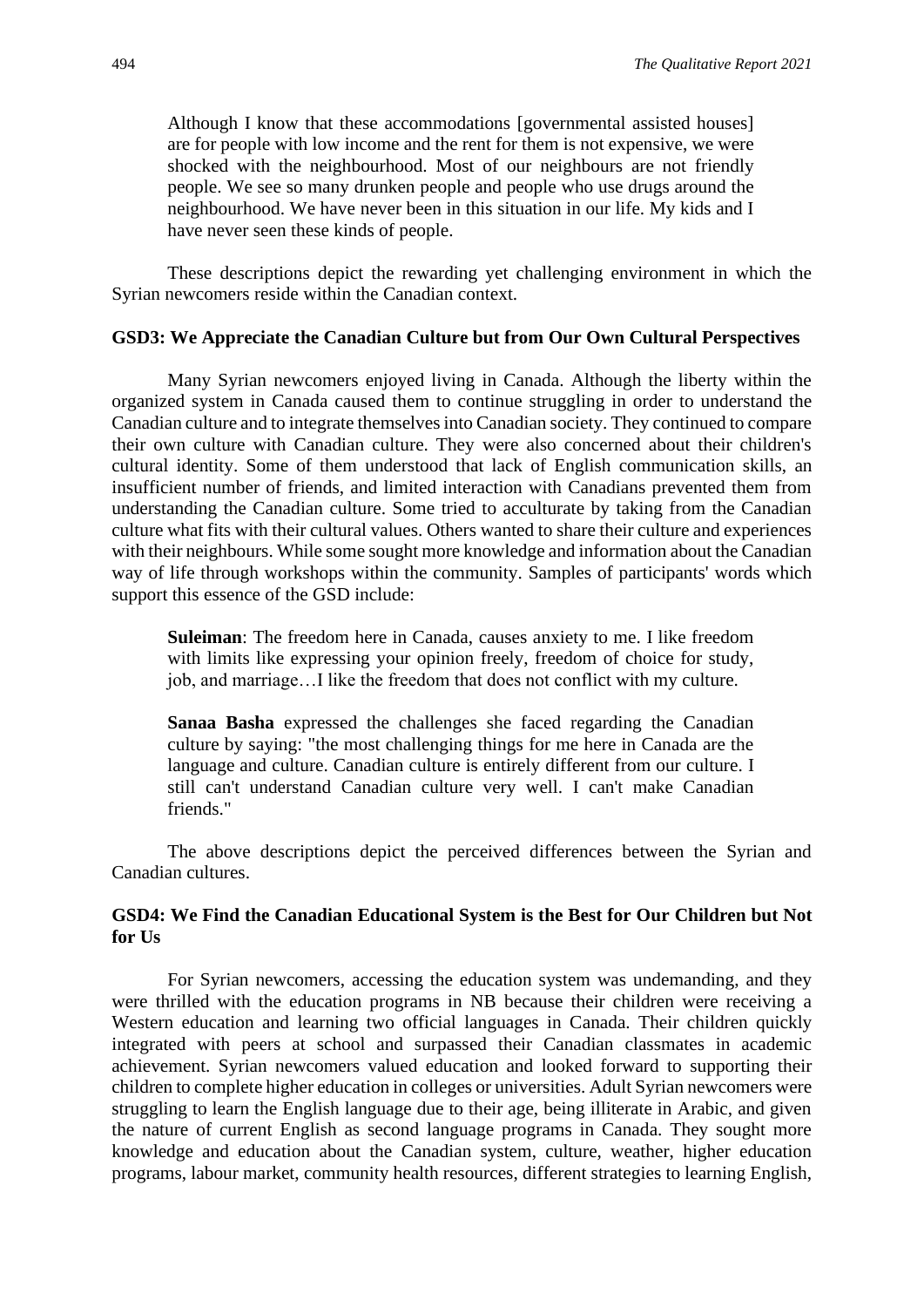> Although I know that these accommodations [governmental assisted houses] are for people with low income and the rent for them is not expensive, we were shocked with the neighbourhood. Most of our neighbours are not friendly people. We see so many drunken people and people who use drugs around the neighbourhood. We have never been in this situation in our life. My kids and I have never seen these kinds of people.

These descriptions depict the rewarding yet challenging environment in which the Syrian newcomers reside within the Canadian context.

### GSD3: We Appreciate the Canadian Culture but from Our Own Cultural Perspectives

Many Syrian newcomers enjoyed living in Canada. Although the liberty within the organized system in Canada caused them to continue struggling in order to understand the Canadian culture and to integrate themselves into Canadian society. They continued to compare their own culture with Canadian culture. They were also concerned about their children's cultural identity. Some of them understood that lack of English communication skills, an insufficient number of friends, and limited interaction with Canadians prevented them from understanding the Canadian culture. Some tried to acculturate by taking from the Canadian culture what fits with their cultural values. Others wanted to share their culture and experiences with their neighbours. While some sought more knowledge and information about the Canadian way of life through workshops within the community. Samples of participants' words which support this essence of the GSD include:

> **Suleiman**: The freedom here in Canada, causes anxiety to me. I like freedom with limits like expressing your opinion freely, freedom of choice for study, job, and marriage…I like the freedom that does not conflict with my culture.

> **Sanaa Basha** expressed the challenges she faced regarding the Canadian culture by saying: "the most challenging things for me here in Canada are the language and culture. Canadian culture is entirely different from our culture. I still can't understand Canadian culture very well. I can't make Canadian friends."

The above descriptions depict the perceived differences between the Syrian and Canadian cultures.

### GSD4: We Find the Canadian Educational System is the Best for Our Children but Not for Us

For Syrian newcomers, accessing the education system was undemanding, and they were thrilled with the education programs in NB because their children were receiving a Western education and learning two official languages in Canada. Their children quickly integrated with peers at school and surpassed their Canadian classmates in academic achievement. Syrian newcomers valued education and looked forward to supporting their children to complete higher education in colleges or universities. Adult Syrian newcomers were struggling to learn the English language due to their age, being illiterate in Arabic, and given the nature of current English as second language programs in Canada. They sought more knowledge and education about the Canadian system, culture, weather, higher education programs, labour market, community health resources, different strategies to learning English,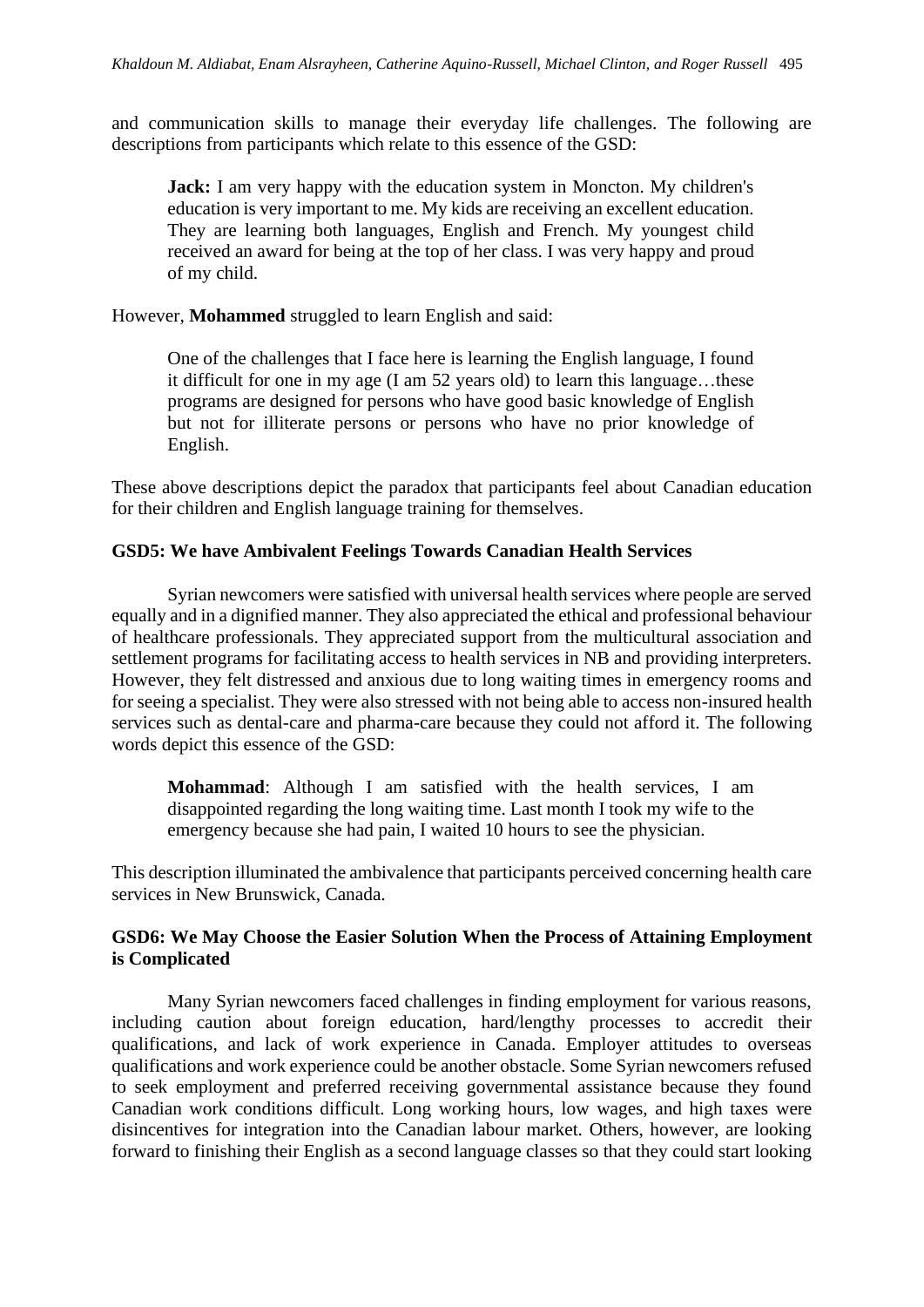and communication skills to manage their everyday life challenges. The following are descriptions from participants which relate to this essence of the GSD:

> **Jack:** I am very happy with the education system in Moncton. My children's education is very important to me. My kids are receiving an excellent education. They are learning both languages, English and French. My youngest child received an award for being at the top of her class. I was very happy and proud of my child.

However, **Mohammed** struggled to learn English and said:

> One of the challenges that I face here is learning the English language, I found it difficult for one in my age (I am 52 years old) to learn this language…these programs are designed for persons who have good basic knowledge of English but not for illiterate persons or persons who have no prior knowledge of English.

These above descriptions depict the paradox that participants feel about Canadian education for their children and English language training for themselves.

### GSD5: We have Ambivalent Feelings Towards Canadian Health Services

Syrian newcomers were satisfied with universal health services where people are served equally and in a dignified manner. They also appreciated the ethical and professional behaviour of healthcare professionals. They appreciated support from the multicultural association and settlement programs for facilitating access to health services in NB and providing interpreters. However, they felt distressed and anxious due to long waiting times in emergency rooms and for seeing a specialist. They were also stressed with not being able to access non-insured health services such as dental-care and pharma-care because they could not afford it. The following words depict this essence of the GSD:

> **Mohammad**: Although I am satisfied with the health services, I am disappointed regarding the long waiting time. Last month I took my wife to the emergency because she had pain, I waited 10 hours to see the physician.

This description illuminated the ambivalence that participants perceived concerning health care services in New Brunswick, Canada.

### GSD6: We May Choose the Easier Solution When the Process of Attaining Employment is Complicated

Many Syrian newcomers faced challenges in finding employment for various reasons, including caution about foreign education, hard/lengthy processes to accredit their qualifications, and lack of work experience in Canada. Employer attitudes to overseas qualifications and work experience could be another obstacle. Some Syrian newcomers refused to seek employment and preferred receiving governmental assistance because they found Canadian work conditions difficult. Long working hours, low wages, and high taxes were disincentives for integration into the Canadian labour market. Others, however, are looking forward to finishing their English as a second language classes so that they could start looking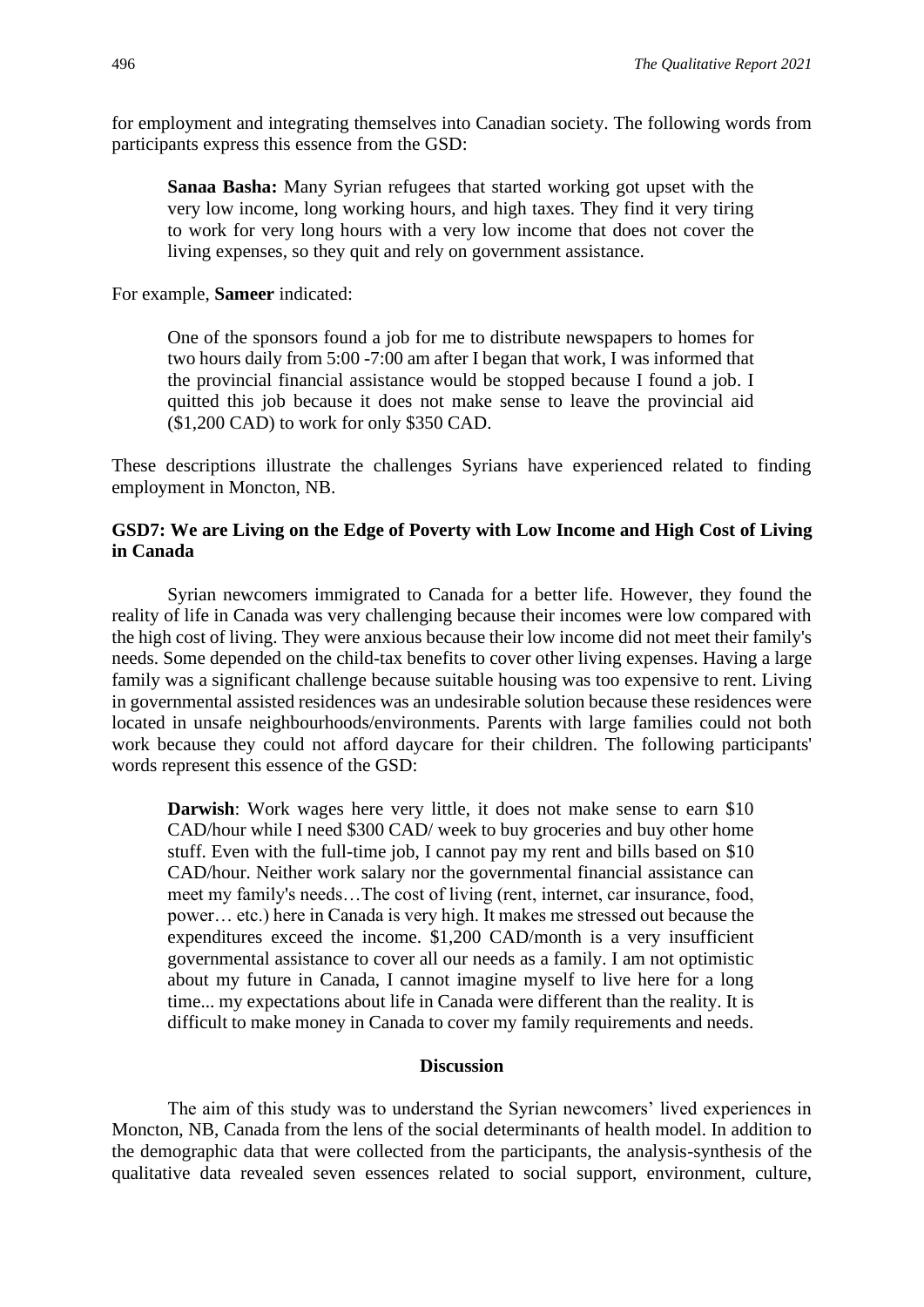for employment and integrating themselves into Canadian society. The following words from participants express this essence from the GSD:

> **Sanaa Basha:** Many Syrian refugees that started working got upset with the very low income, long working hours, and high taxes. They find it very tiring to work for very long hours with a very low income that does not cover the living expenses, so they quit and rely on government assistance.

For example, **Sameer** indicated:

> One of the sponsors found a job for me to distribute newspapers to homes for two hours daily from 5:00 -7:00 am after I began that work, I was informed that the provincial financial assistance would be stopped because I found a job. I quitted this job because it does not make sense to leave the provincial aid ($1,200 CAD) to work for only $350 CAD.

These descriptions illustrate the challenges Syrians have experienced related to finding employment in Moncton, NB.

### GSD7: We are Living on the Edge of Poverty with Low Income and High Cost of Living in Canada

Syrian newcomers immigrated to Canada for a better life. However, they found the reality of life in Canada was very challenging because their incomes were low compared with the high cost of living. They were anxious because their low income did not meet their family's needs. Some depended on the child-tax benefits to cover other living expenses. Having a large family was a significant challenge because suitable housing was too expensive to rent. Living in governmental assisted residences was an undesirable solution because these residences were located in unsafe neighbourhoods/environments. Parents with large families could not both work because they could not afford daycare for their children. The following participants' words represent this essence of the GSD:

> **Darwish**: Work wages here very little, it does not make sense to earn $10 CAD/hour while I need $300 CAD/ week to buy groceries and buy other home stuff. Even with the full-time job, I cannot pay my rent and bills based on $10 CAD/hour. Neither work salary nor the governmental financial assistance can meet my family's needs…The cost of living (rent, internet, car insurance, food, power… etc.) here in Canada is very high. It makes me stressed out because the expenditures exceed the income. $1,200 CAD/month is a very insufficient governmental assistance to cover all our needs as a family. I am not optimistic about my future in Canada, I cannot imagine myself to live here for a long time... my expectations about life in Canada were different than the reality. It is difficult to make money in Canada to cover my family requirements and needs.

## Discussion

The aim of this study was to understand the Syrian newcomers' lived experiences in Moncton, NB, Canada from the lens of the social determinants of health model. In addition to the demographic data that were collected from the participants, the analysis-synthesis of the qualitative data revealed seven essences related to social support, environment, culture,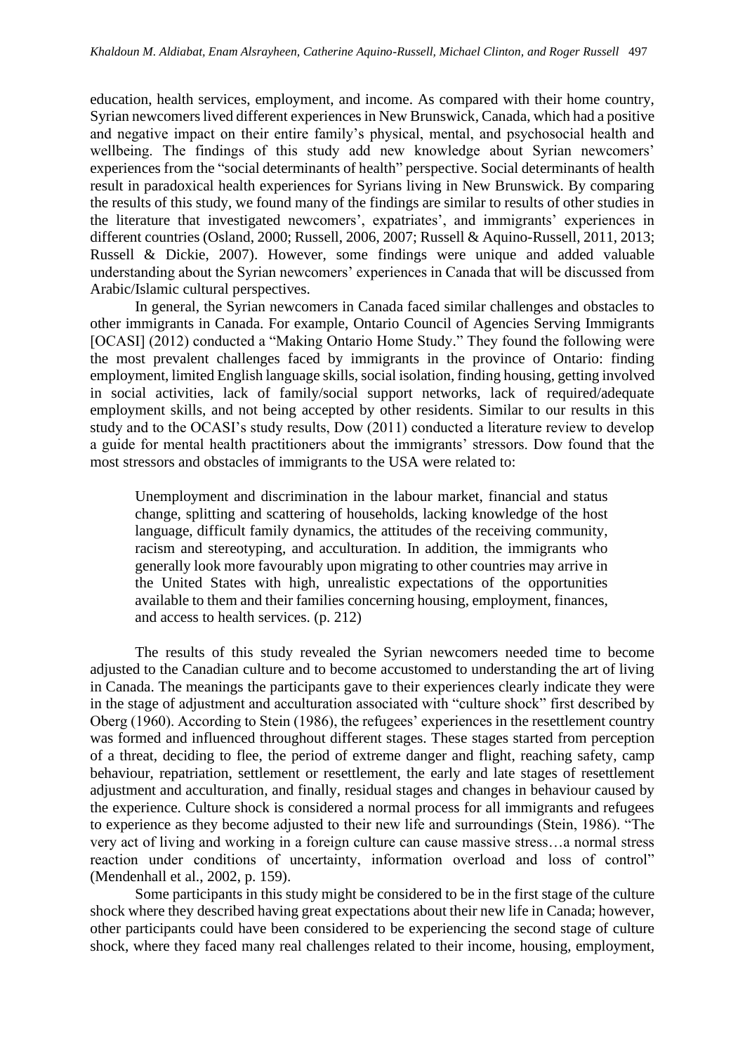education, health services, employment, and income. As compared with their home country, Syrian newcomers lived different experiences in New Brunswick, Canada, which had a positive and negative impact on their entire family's physical, mental, and psychosocial health and wellbeing. The findings of this study add new knowledge about Syrian newcomers' experiences from the "social determinants of health" perspective. Social determinants of health result in paradoxical health experiences for Syrians living in New Brunswick. By comparing the results of this study, we found many of the findings are similar to results of other studies in the literature that investigated newcomers', expatriates', and immigrants' experiences in different countries (Osland, 2000; Russell, 2006, 2007; Russell & Aquino-Russell, 2011, 2013; Russell & Dickie, 2007). However, some findings were unique and added valuable understanding about the Syrian newcomers' experiences in Canada that will be discussed from Arabic/Islamic cultural perspectives.

In general, the Syrian newcomers in Canada faced similar challenges and obstacles to other immigrants in Canada. For example, Ontario Council of Agencies Serving Immigrants [OCASI] (2012) conducted a "Making Ontario Home Study." They found the following were the most prevalent challenges faced by immigrants in the province of Ontario: finding employment, limited English language skills, social isolation, finding housing, getting involved in social activities, lack of family/social support networks, lack of required/adequate employment skills, and not being accepted by other residents. Similar to our results in this study and to the OCASI's study results, Dow (2011) conducted a literature review to develop a guide for mental health practitioners about the immigrants' stressors. Dow found that the most stressors and obstacles of immigrants to the USA were related to:

> Unemployment and discrimination in the labour market, financial and status change, splitting and scattering of households, lacking knowledge of the host language, difficult family dynamics, the attitudes of the receiving community, racism and stereotyping, and acculturation. In addition, the immigrants who generally look more favourably upon migrating to other countries may arrive in the United States with high, unrealistic expectations of the opportunities available to them and their families concerning housing, employment, finances, and access to health services. (p. 212)

The results of this study revealed the Syrian newcomers needed time to become adjusted to the Canadian culture and to become accustomed to understanding the art of living in Canada. The meanings the participants gave to their experiences clearly indicate they were in the stage of adjustment and acculturation associated with "culture shock" first described by Oberg (1960). According to Stein (1986), the refugees' experiences in the resettlement country was formed and influenced throughout different stages. These stages started from perception of a threat, deciding to flee, the period of extreme danger and flight, reaching safety, camp behaviour, repatriation, settlement or resettlement, the early and late stages of resettlement adjustment and acculturation, and finally, residual stages and changes in behaviour caused by the experience. Culture shock is considered a normal process for all immigrants and refugees to experience as they become adjusted to their new life and surroundings (Stein, 1986). "The very act of living and working in a foreign culture can cause massive stress…a normal stress reaction under conditions of uncertainty, information overload and loss of control" (Mendenhall et al., 2002, p. 159).

Some participants in this study might be considered to be in the first stage of the culture shock where they described having great expectations about their new life in Canada; however, other participants could have been considered to be experiencing the second stage of culture shock, where they faced many real challenges related to their income, housing, employment,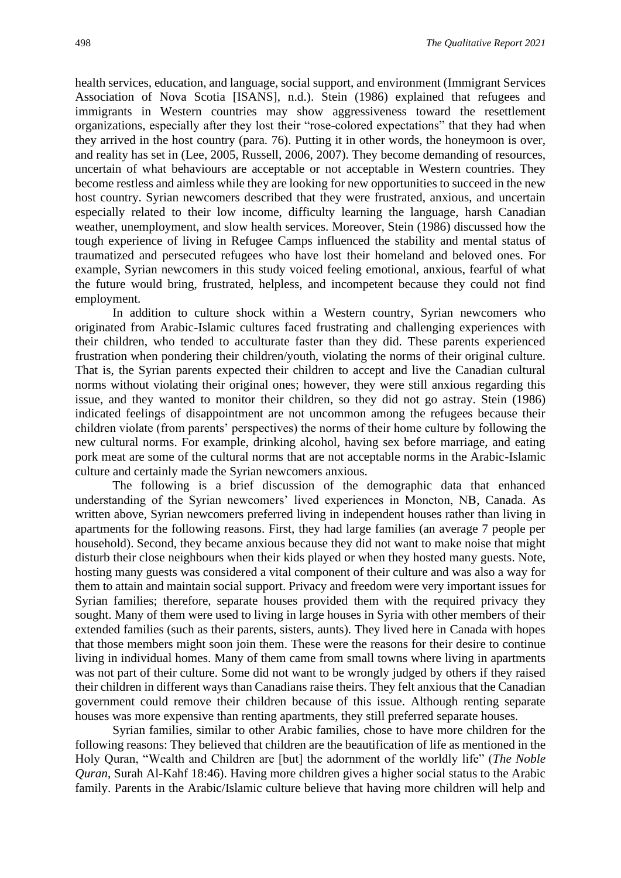health services, education, and language, social support, and environment (Immigrant Services Association of Nova Scotia [ISANS], n.d.). Stein (1986) explained that refugees and immigrants in Western countries may show aggressiveness toward the resettlement organizations, especially after they lost their "rose-colored expectations" that they had when they arrived in the host country (para. 76). Putting it in other words, the honeymoon is over, and reality has set in (Lee, 2005, Russell, 2006, 2007). They become demanding of resources, uncertain of what behaviours are acceptable or not acceptable in Western countries. They become restless and aimless while they are looking for new opportunities to succeed in the new host country. Syrian newcomers described that they were frustrated, anxious, and uncertain especially related to their low income, difficulty learning the language, harsh Canadian weather, unemployment, and slow health services. Moreover, Stein (1986) discussed how the tough experience of living in Refugee Camps influenced the stability and mental status of traumatized and persecuted refugees who have lost their homeland and beloved ones. For example, Syrian newcomers in this study voiced feeling emotional, anxious, fearful of what the future would bring, frustrated, helpless, and incompetent because they could not find employment.

In addition to culture shock within a Western country, Syrian newcomers who originated from Arabic-Islamic cultures faced frustrating and challenging experiences with their children, who tended to acculturate faster than they did. These parents experienced frustration when pondering their children/youth, violating the norms of their original culture. That is, the Syrian parents expected their children to accept and live the Canadian cultural norms without violating their original ones; however, they were still anxious regarding this issue, and they wanted to monitor their children, so they did not go astray. Stein (1986) indicated feelings of disappointment are not uncommon among the refugees because their children violate (from parents' perspectives) the norms of their home culture by following the new cultural norms. For example, drinking alcohol, having sex before marriage, and eating pork meat are some of the cultural norms that are not acceptable norms in the Arabic-Islamic culture and certainly made the Syrian newcomers anxious.

The following is a brief discussion of the demographic data that enhanced understanding of the Syrian newcomers' lived experiences in Moncton, NB, Canada. As written above, Syrian newcomers preferred living in independent houses rather than living in apartments for the following reasons. First, they had large families (an average 7 people per household). Second, they became anxious because they did not want to make noise that might disturb their close neighbours when their kids played or when they hosted many guests. Note, hosting many guests was considered a vital component of their culture and was also a way for them to attain and maintain social support. Privacy and freedom were very important issues for Syrian families; therefore, separate houses provided them with the required privacy they sought. Many of them were used to living in large houses in Syria with other members of their extended families (such as their parents, sisters, aunts). They lived here in Canada with hopes that those members might soon join them. These were the reasons for their desire to continue living in individual homes. Many of them came from small towns where living in apartments was not part of their culture. Some did not want to be wrongly judged by others if they raised their children in different ways than Canadians raise theirs. They felt anxious that the Canadian government could remove their children because of this issue. Although renting separate houses was more expensive than renting apartments, they still preferred separate houses.

Syrian families, similar to other Arabic families, chose to have more children for the following reasons: They believed that children are the beautification of life as mentioned in the Holy Quran, "Wealth and Children are [but] the adornment of the worldly life" (*The Noble Quran*, Surah Al-Kahf 18:46). Having more children gives a higher social status to the Arabic family. Parents in the Arabic/Islamic culture believe that having more children will help and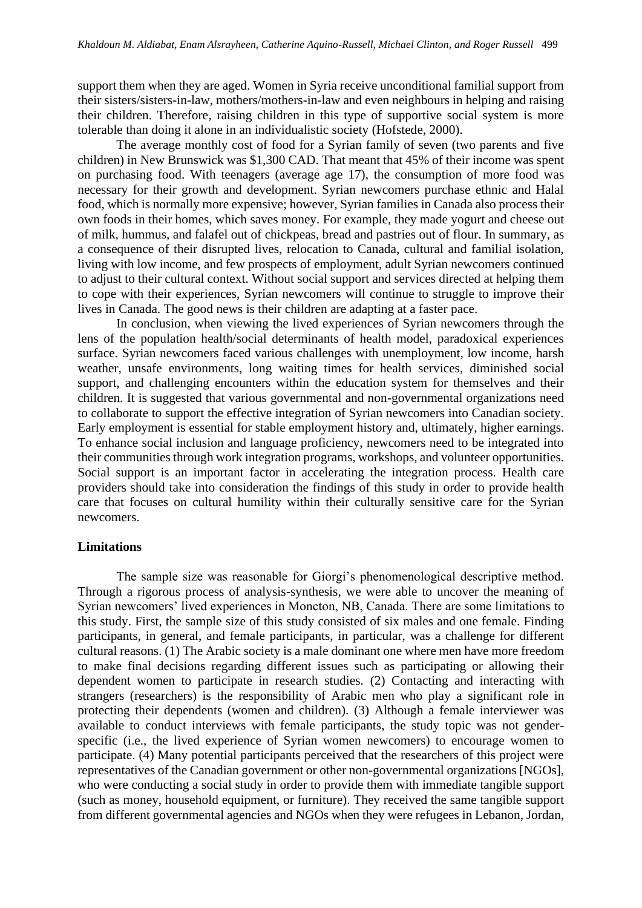support them when they are aged. Women in Syria receive unconditional familial support from their sisters/sisters-in-law, mothers/mothers-in-law and even neighbours in helping and raising their children. Therefore, raising children in this type of supportive social system is more tolerable than doing it alone in an individualistic society (Hofstede, 2000).

The average monthly cost of food for a Syrian family of seven (two parents and five children) in New Brunswick was $1,300 CAD. That meant that 45% of their income was spent on purchasing food. With teenagers (average age 17), the consumption of more food was necessary for their growth and development. Syrian newcomers purchase ethnic and Halal food, which is normally more expensive; however, Syrian families in Canada also process their own foods in their homes, which saves money. For example, they made yogurt and cheese out of milk, hummus, and falafel out of chickpeas, bread and pastries out of flour. In summary, as a consequence of their disrupted lives, relocation to Canada, cultural and familial isolation, living with low income, and few prospects of employment, adult Syrian newcomers continued to adjust to their cultural context. Without social support and services directed at helping them to cope with their experiences, Syrian newcomers will continue to struggle to improve their lives in Canada. The good news is their children are adapting at a faster pace.

In conclusion, when viewing the lived experiences of Syrian newcomers through the lens of the population health/social determinants of health model, paradoxical experiences surface. Syrian newcomers faced various challenges with unemployment, low income, harsh weather, unsafe environments, long waiting times for health services, diminished social support, and challenging encounters within the education system for themselves and their children. It is suggested that various governmental and non-governmental organizations need to collaborate to support the effective integration of Syrian newcomers into Canadian society. Early employment is essential for stable employment history and, ultimately, higher earnings. To enhance social inclusion and language proficiency, newcomers need to be integrated into their communities through work integration programs, workshops, and volunteer opportunities. Social support is an important factor in accelerating the integration process. Health care providers should take into consideration the findings of this study in order to provide health care that focuses on cultural humility within their culturally sensitive care for the Syrian newcomers.

## Limitations

The sample size was reasonable for Giorgi's phenomenological descriptive method. Through a rigorous process of analysis-synthesis, we were able to uncover the meaning of Syrian newcomers' lived experiences in Moncton, NB, Canada. There are some limitations to this study. First, the sample size of this study consisted of six males and one female. Finding participants, in general, and female participants, in particular, was a challenge for different cultural reasons. (1) The Arabic society is a male dominant one where men have more freedom to make final decisions regarding different issues such as participating or allowing their dependent women to participate in research studies. (2) Contacting and interacting with strangers (researchers) is the responsibility of Arabic men who play a significant role in protecting their dependents (women and children). (3) Although a female interviewer was available to conduct interviews with female participants, the study topic was not gender-specific (i.e., the lived experience of Syrian women newcomers) to encourage women to participate. (4) Many potential participants perceived that the researchers of this project were representatives of the Canadian government or other non-governmental organizations [NGOs], who were conducting a social study in order to provide them with immediate tangible support (such as money, household equipment, or furniture). They received the same tangible support from different governmental agencies and NGOs when they were refugees in Lebanon, Jordan,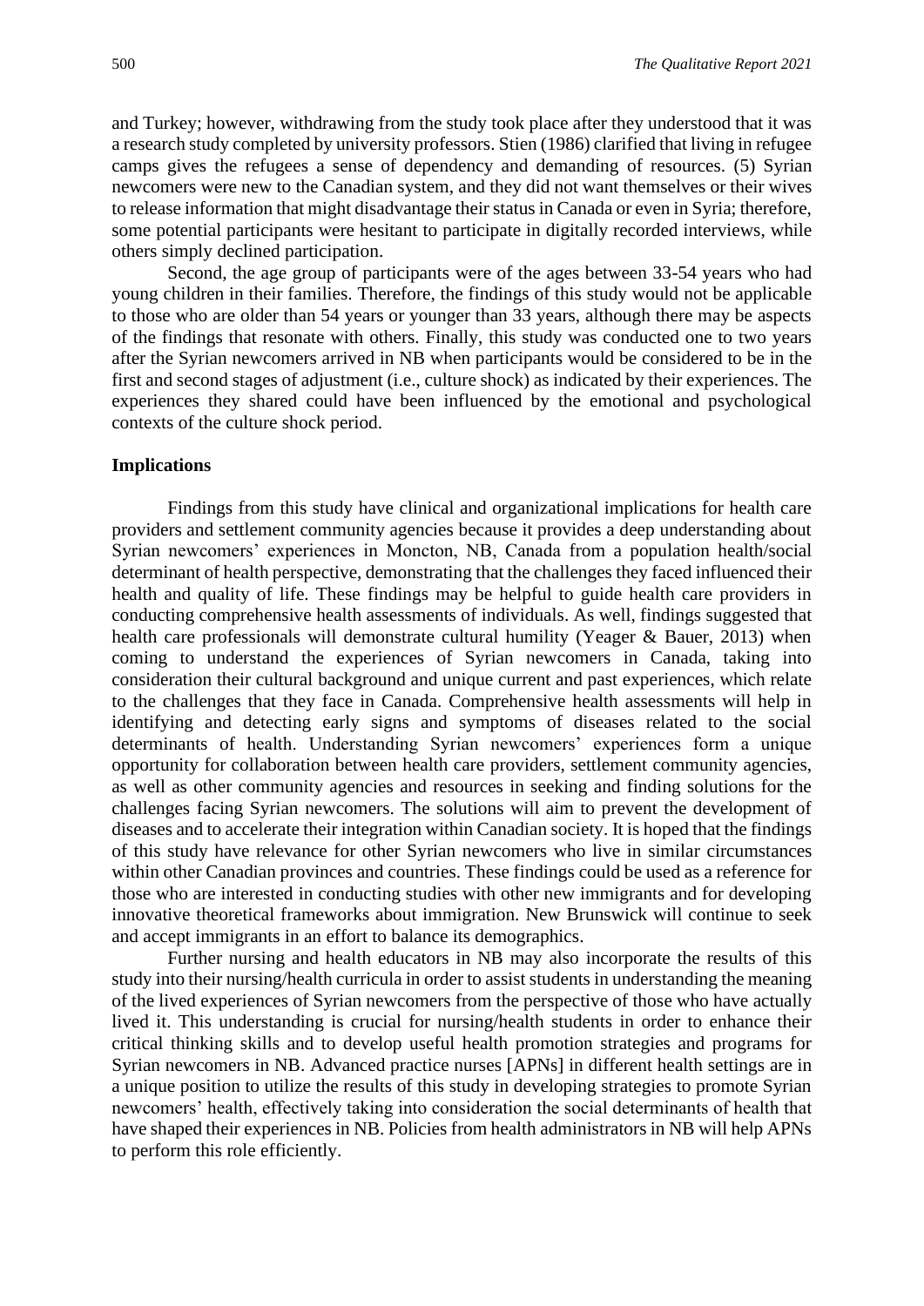and Turkey; however, withdrawing from the study took place after they understood that it was a research study completed by university professors. Stien (1986) clarified that living in refugee camps gives the refugees a sense of dependency and demanding of resources. (5) Syrian newcomers were new to the Canadian system, and they did not want themselves or their wives to release information that might disadvantage their status in Canada or even in Syria; therefore, some potential participants were hesitant to participate in digitally recorded interviews, while others simply declined participation.

Second, the age group of participants were of the ages between 33-54 years who had young children in their families. Therefore, the findings of this study would not be applicable to those who are older than 54 years or younger than 33 years, although there may be aspects of the findings that resonate with others. Finally, this study was conducted one to two years after the Syrian newcomers arrived in NB when participants would be considered to be in the first and second stages of adjustment (i.e., culture shock) as indicated by their experiences. The experiences they shared could have been influenced by the emotional and psychological contexts of the culture shock period.

**Implications**

Findings from this study have clinical and organizational implications for health care providers and settlement community agencies because it provides a deep understanding about Syrian newcomers' experiences in Moncton, NB, Canada from a population health/social determinant of health perspective, demonstrating that the challenges they faced influenced their health and quality of life. These findings may be helpful to guide health care providers in conducting comprehensive health assessments of individuals. As well, findings suggested that health care professionals will demonstrate cultural humility (Yeager & Bauer, 2013) when coming to understand the experiences of Syrian newcomers in Canada, taking into consideration their cultural background and unique current and past experiences, which relate to the challenges that they face in Canada. Comprehensive health assessments will help in identifying and detecting early signs and symptoms of diseases related to the social determinants of health. Understanding Syrian newcomers' experiences form a unique opportunity for collaboration between health care providers, settlement community agencies, as well as other community agencies and resources in seeking and finding solutions for the challenges facing Syrian newcomers. The solutions will aim to prevent the development of diseases and to accelerate their integration within Canadian society. It is hoped that the findings of this study have relevance for other Syrian newcomers who live in similar circumstances within other Canadian provinces and countries. These findings could be used as a reference for those who are interested in conducting studies with other new immigrants and for developing innovative theoretical frameworks about immigration. New Brunswick will continue to seek and accept immigrants in an effort to balance its demographics.

Further nursing and health educators in NB may also incorporate the results of this study into their nursing/health curricula in order to assist students in understanding the meaning of the lived experiences of Syrian newcomers from the perspective of those who have actually lived it. This understanding is crucial for nursing/health students in order to enhance their critical thinking skills and to develop useful health promotion strategies and programs for Syrian newcomers in NB. Advanced practice nurses [APNs] in different health settings are in a unique position to utilize the results of this study in developing strategies to promote Syrian newcomers' health, effectively taking into consideration the social determinants of health that have shaped their experiences in NB. Policies from health administrators in NB will help APNs to perform this role efficiently.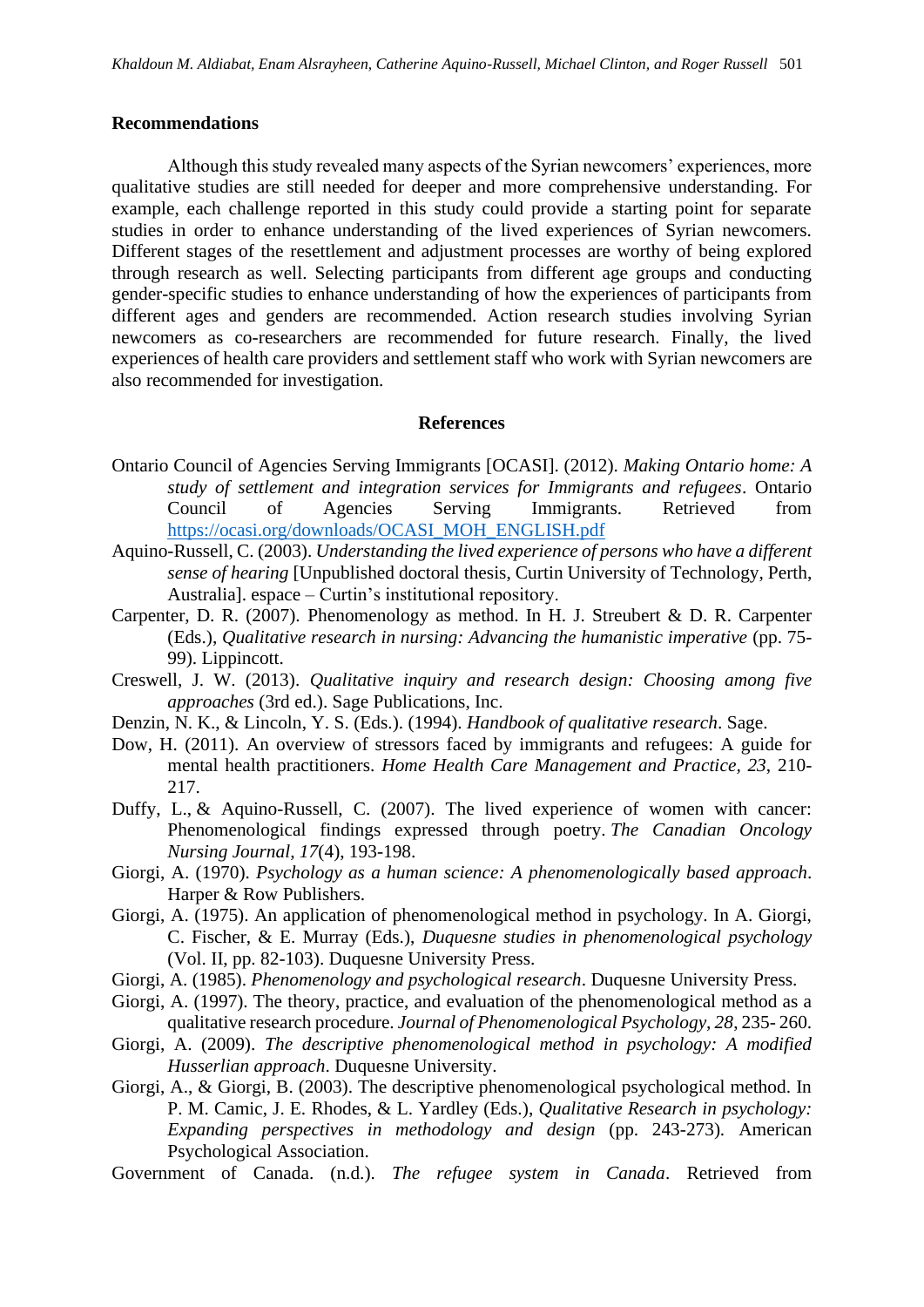## Recommendations

Although this study revealed many aspects of the Syrian newcomers' experiences, more qualitative studies are still needed for deeper and more comprehensive understanding. For example, each challenge reported in this study could provide a starting point for separate studies in order to enhance understanding of the lived experiences of Syrian newcomers. Different stages of the resettlement and adjustment processes are worthy of being explored through research as well. Selecting participants from different age groups and conducting gender-specific studies to enhance understanding of how the experiences of participants from different ages and genders are recommended. Action research studies involving Syrian newcomers as co-researchers are recommended for future research. Finally, the lived experiences of health care providers and settlement staff who work with Syrian newcomers are also recommended for investigation.

## References

Ontario Council of Agencies Serving Immigrants [OCASI]. (2012). *Making Ontario home: A study of settlement and integration services for Immigrants and refugees*. Ontario Council of Agencies Serving Immigrants. Retrieved from https://ocasi.org/downloads/OCASI_MOH_ENGLISH.pdf

Aquino-Russell, C. (2003). *Understanding the lived experience of persons who have a different sense of hearing* [Unpublished doctoral thesis, Curtin University of Technology, Perth, Australia]. espace – Curtin's institutional repository.

Carpenter, D. R. (2007). Phenomenology as method. In H. J. Streubert & D. R. Carpenter (Eds.), *Qualitative research in nursing: Advancing the humanistic imperative* (pp. 75-99). Lippincott.

Creswell, J. W. (2013). *Qualitative inquiry and research design: Choosing among five approaches* (3rd ed.). Sage Publications, Inc.

Denzin, N. K., & Lincoln, Y. S. (Eds.). (1994). *Handbook of qualitative research*. Sage.

Dow, H. (2011). An overview of stressors faced by immigrants and refugees: A guide for mental health practitioners. *Home Health Care Management and Practice, 23*, 210-217.

Duffy, L., & Aquino-Russell, C. (2007). The lived experience of women with cancer: Phenomenological findings expressed through poetry. *The Canadian Oncology Nursing Journal*, *17*(4), 193-198.

Giorgi, A. (1970). *Psychology as a human science: A phenomenologically based approach*. Harper & Row Publishers.

Giorgi, A. (1975). An application of phenomenological method in psychology. In A. Giorgi, C. Fischer, & E. Murray (Eds.), *Duquesne studies in phenomenological psychology* (Vol. II, pp. 82-103). Duquesne University Press.

Giorgi, A. (1985). *Phenomenology and psychological research*. Duquesne University Press.

Giorgi, A. (1997). The theory, practice, and evaluation of the phenomenological method as a qualitative research procedure. *Journal of Phenomenological Psychology*, *28*, 235- 260.

Giorgi, A. (2009). *The descriptive phenomenological method in psychology: A modified Husserlian approach*. Duquesne University.

Giorgi, A., & Giorgi, B. (2003). The descriptive phenomenological psychological method. In P. M. Camic, J. E. Rhodes, & L. Yardley (Eds.), *Qualitative Research in psychology: Expanding perspectives in methodology and design* (pp. 243-273). American Psychological Association.

Government of Canada. (n.d.). *The refugee system in Canada*. Retrieved from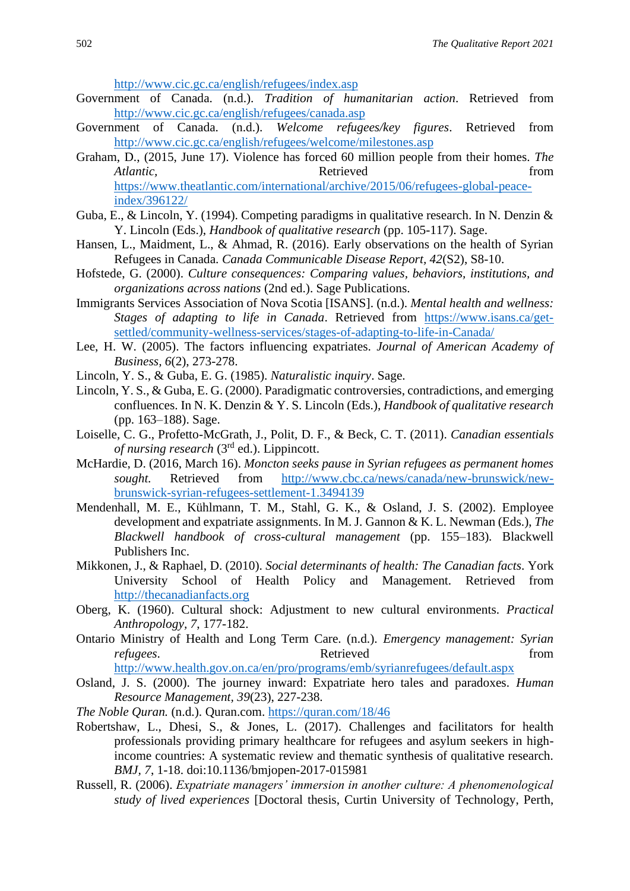http://www.cic.gc.ca/english/refugees/index.asp

Government of Canada. (n.d.). *Tradition of humanitarian action*. Retrieved from http://www.cic.gc.ca/english/refugees/canada.asp

Government of Canada. (n.d.). *Welcome refugees/key figures*. Retrieved from http://www.cic.gc.ca/english/refugees/welcome/milestones.asp

Graham, D., (2015, June 17). Violence has forced 60 million people from their homes. *The Atlantic*, Retrieved from https://www.theatlantic.com/international/archive/2015/06/refugees-global-peace-index/396122/

Guba, E., & Lincoln, Y. (1994). Competing paradigms in qualitative research. In N. Denzin & Y. Lincoln (Eds.), *Handbook of qualitative research* (pp. 105-117). Sage.

Hansen, L., Maidment, L., & Ahmad, R. (2016). Early observations on the health of Syrian Refugees in Canada. *Canada Communicable Disease Report*, *42*(S2), S8-10.

Hofstede, G. (2000). *Culture consequences: Comparing values, behaviors, institutions, and organizations across nations* (2nd ed.). Sage Publications.

Immigrants Services Association of Nova Scotia [ISANS]. (n.d.). *Mental health and wellness: Stages of adapting to life in Canada*. Retrieved from https://www.isans.ca/get-settled/community-wellness-services/stages-of-adapting-to-life-in-Canada/

Lee, H. W. (2005). The factors influencing expatriates. *Journal of American Academy of Business*, *6*(2), 273-278.

Lincoln, Y. S., & Guba, E. G. (1985). *Naturalistic inquiry*. Sage.

Lincoln, Y. S., & Guba, E. G. (2000). Paradigmatic controversies, contradictions, and emerging confluences. In N. K. Denzin & Y. S. Lincoln (Eds.), *Handbook of qualitative research* (pp. 163–188). Sage.

Loiselle, C. G., Profetto-McGrath, J., Polit, D. F., & Beck, C. T. (2011). *Canadian essentials of nursing research* (3rd ed.). Lippincott.

McHardie, D. (2016, March 16). *Moncton seeks pause in Syrian refugees as permanent homes sought.* Retrieved from http://www.cbc.ca/news/canada/new-brunswick/new-brunswick-syrian-refugees-settlement-1.3494139

Mendenhall, M. E., Kühlmann, T. M., Stahl, G. K., & Osland, J. S. (2002). Employee development and expatriate assignments. In M. J. Gannon & K. L. Newman (Eds.), *The Blackwell handbook of cross-cultural management* (pp. 155–183). Blackwell Publishers Inc.

Mikkonen, J., & Raphael, D. (2010). *Social determinants of health: The Canadian facts*. York University School of Health Policy and Management. Retrieved from http://thecanadianfacts.org

Oberg, K. (1960). Cultural shock: Adjustment to new cultural environments. *Practical Anthropology*, *7*, 177-182.

Ontario Ministry of Health and Long Term Care. (n.d.). *Emergency management: Syrian refugees*. Retrieved from http://www.health.gov.on.ca/en/pro/programs/emb/syrianrefugees/default.aspx

Osland, J. S. (2000). The journey inward: Expatriate hero tales and paradoxes. *Human Resource Management*, *39*(23), 227-238.

*The Noble Quran.* (n.d.). Quran.com. https://quran.com/18/46

Robertshaw, L., Dhesi, S., & Jones, L. (2017). Challenges and facilitators for health professionals providing primary healthcare for refugees and asylum seekers in high-income countries: A systematic review and thematic synthesis of qualitative research. *BMJ*, *7*, 1-18. doi:10.1136/bmjopen-2017-015981

Russell, R. (2006). *Expatriate managers' immersion in another culture: A phenomenological study of lived experiences* [Doctoral thesis, Curtin University of Technology, Perth,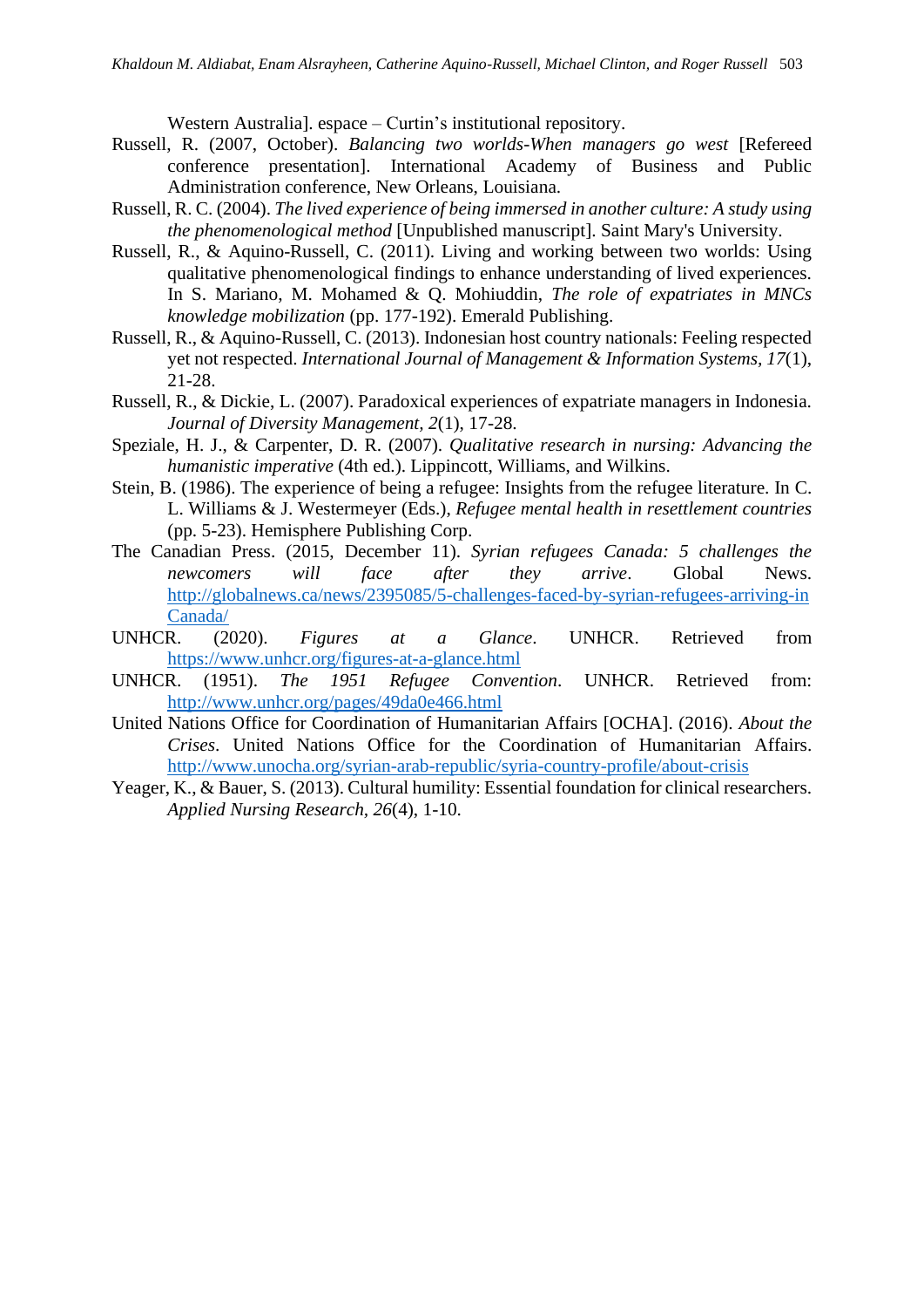Western Australia]. espace – Curtin's institutional repository.

Russell, R. (2007, October). *Balancing two worlds-When managers go west* [Refereed conference presentation]. International Academy of Business and Public Administration conference, New Orleans, Louisiana.

Russell, R. C. (2004). *The lived experience of being immersed in another culture: A study using the phenomenological method* [Unpublished manuscript]. Saint Mary's University.

Russell, R., & Aquino-Russell, C. (2011). Living and working between two worlds: Using qualitative phenomenological findings to enhance understanding of lived experiences. In S. Mariano, M. Mohamed & Q. Mohiuddin, *The role of expatriates in MNCs knowledge mobilization* (pp. 177-192). Emerald Publishing.

Russell, R., & Aquino-Russell, C. (2013). Indonesian host country nationals: Feeling respected yet not respected. *International Journal of Management & Information Systems, 17*(1), 21-28.

Russell, R., & Dickie, L. (2007). Paradoxical experiences of expatriate managers in Indonesia. *Journal of Diversity Management, 2*(1), 17-28.

Speziale, H. J., & Carpenter, D. R. (2007). *Qualitative research in nursing: Advancing the humanistic imperative* (4th ed.). Lippincott, Williams, and Wilkins.

Stein, B. (1986). The experience of being a refugee: Insights from the refugee literature. In C. L. Williams & J. Westermeyer (Eds.), *Refugee mental health in resettlement countries* (pp. 5-23). Hemisphere Publishing Corp.

The Canadian Press. (2015, December 11). *Syrian refugees Canada: 5 challenges the newcomers will face after they arrive*. Global News. http://globalnews.ca/news/2395085/5-challenges-faced-by-syrian-refugees-arriving-in Canada/

UNHCR. (2020). *Figures at a Glance*. UNHCR. Retrieved from https://www.unhcr.org/figures-at-a-glance.html

UNHCR. (1951). *The 1951 Refugee Convention*. UNHCR. Retrieved from: http://www.unhcr.org/pages/49da0e466.html

United Nations Office for Coordination of Humanitarian Affairs [OCHA]. (2016). *About the Crises*. United Nations Office for the Coordination of Humanitarian Affairs. http://www.unocha.org/syrian-arab-republic/syria-country-profile/about-crisis

Yeager, K., & Bauer, S. (2013). Cultural humility: Essential foundation for clinical researchers. *Applied Nursing Research, 26*(4), 1-10.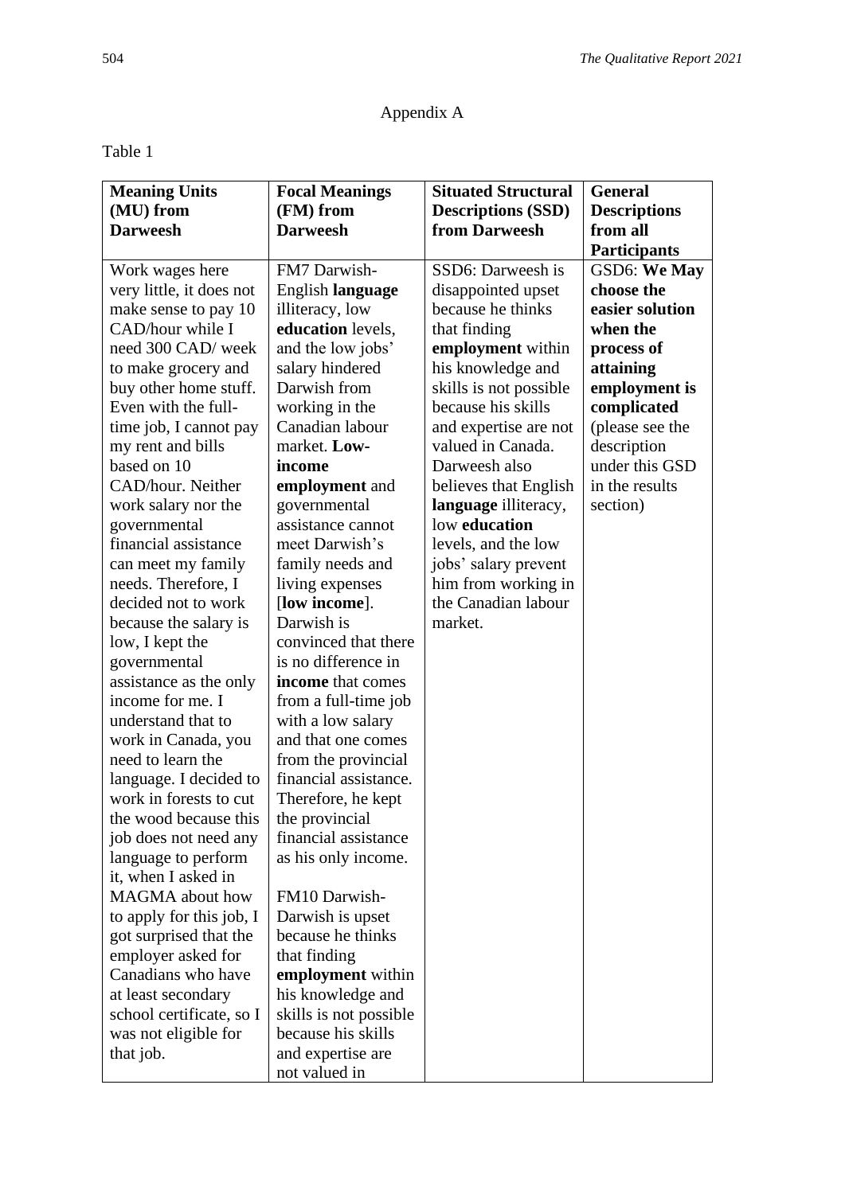# Appendix A

Table 1

| **Meaning Units (MU) from Darweesh** | **Focal Meanings (FM) from Darweesh** | **Situated Structural Descriptions (SSD) from Darweesh** | **General Descriptions from all Participants** |
|---|---|---|---|
| Work wages here very little, it does not make sense to pay 10 CAD/hour while I need 300 CAD/ week to make grocery and buy other home stuff. Even with the full-time job, I cannot pay my rent and bills based on 10 CAD/hour. Neither work salary nor the governmental financial assistance can meet my family needs. Therefore, I decided not to work because the salary is low, I kept the governmental assistance as the only income for me. I understand that to work in Canada, you need to learn the language. I decided to work in forests to cut the wood because this job does not need any language to perform it, when I asked in MAGMA about how to apply for this job, I got surprised that the employer asked for Canadians who have at least secondary school certificate, so I was not eligible for that job. | FM7 Darwish- English **language** illiteracy, low **education** levels, and the low jobs' salary hindered Darwish from working in the Canadian labour market. **Low-income employment** and governmental assistance cannot meet Darwish's family needs and living expenses [**low income**]. Darwish is convinced that there is no difference in **income** that comes from a full-time job with a low salary and that one comes from the provincial financial assistance. Therefore, he kept the provincial financial assistance as his only income.<br><br>FM10 Darwish- Darwish is upset because he thinks that finding **employment** within his knowledge and skills is not possible because his skills and expertise are not valued in | SSD6: Darweesh is disappointed upset because he thinks that finding **employment** within his knowledge and skills is not possible because his skills and expertise are not valued in Canada. Darweesh also believes that English **language** illiteracy, low **education** levels, and the low jobs' salary prevent him from working in the Canadian labour market. | GSD6: **We May choose the easier solution when the process of attaining employment is complicated** (please see the description under this GSD in the results section) |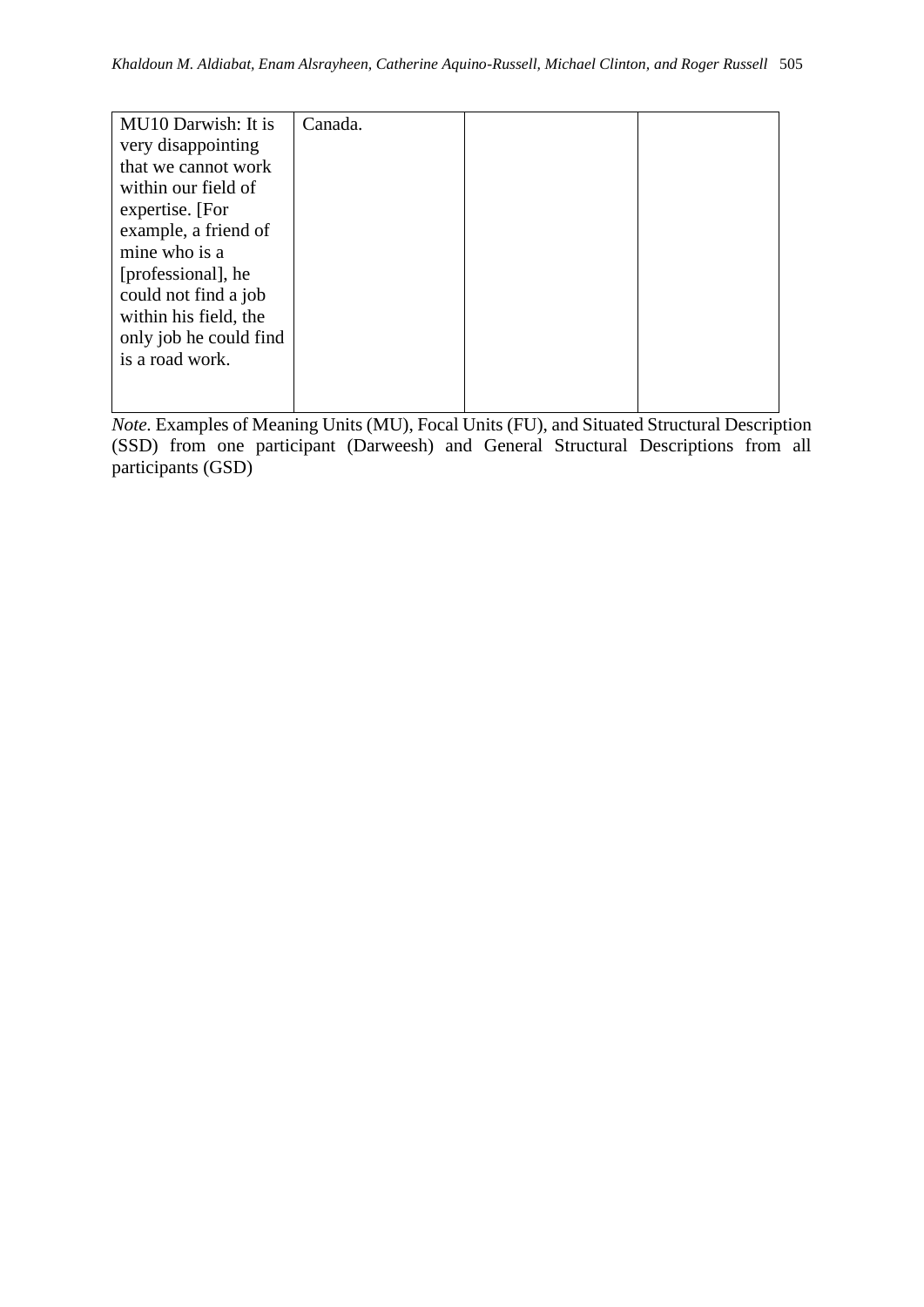| | | | |
|---|---|---|---|
| MU10 Darwish: It is very disappointing that we cannot work within our field of expertise. [For example, a friend of mine who is a [professional], he could not find a job within his field, the only job he could find is a road work. | Canada. | | |

*Note.* Examples of Meaning Units (MU), Focal Units (FU), and Situated Structural Description (SSD) from one participant (Darweesh) and General Structural Descriptions from all participants (GSD)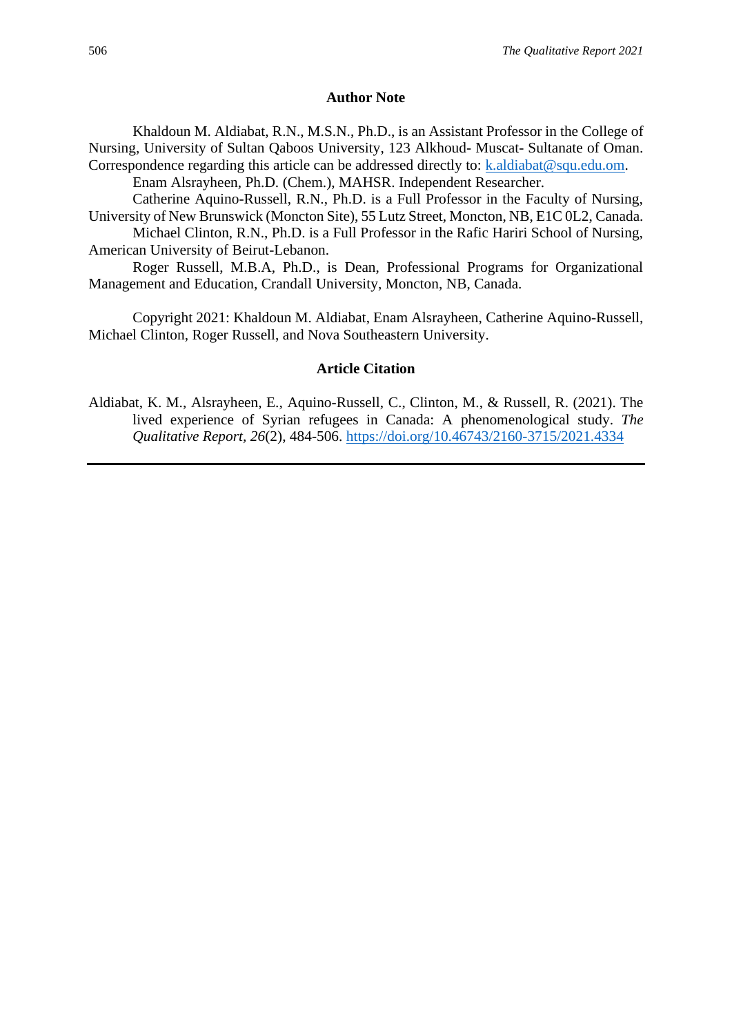## Author Note

Khaldoun M. Aldiabat, R.N., M.S.N., Ph.D., is an Assistant Professor in the College of Nursing, University of Sultan Qaboos University, 123 Alkhoud- Muscat- Sultanate of Oman. Correspondence regarding this article can be addressed directly to: k.aldiabat@squ.edu.om.

Enam Alsrayheen, Ph.D. (Chem.), MAHSR. Independent Researcher.

Catherine Aquino-Russell, R.N., Ph.D. is a Full Professor in the Faculty of Nursing, University of New Brunswick (Moncton Site), 55 Lutz Street, Moncton, NB, E1C 0L2, Canada.

Michael Clinton, R.N., Ph.D. is a Full Professor in the Rafic Hariri School of Nursing, American University of Beirut-Lebanon.

Roger Russell, M.B.A, Ph.D., is Dean, Professional Programs for Organizational Management and Education, Crandall University, Moncton, NB, Canada.

Copyright 2021: Khaldoun M. Aldiabat, Enam Alsrayheen, Catherine Aquino-Russell, Michael Clinton, Roger Russell, and Nova Southeastern University.

## Article Citation

Aldiabat, K. M., Alsrayheen, E., Aquino-Russell, C., Clinton, M., & Russell, R. (2021). The lived experience of Syrian refugees in Canada: A phenomenological study. *The Qualitative Report*, *26*(2), 484-506. https://doi.org/10.46743/2160-3715/2021.4334